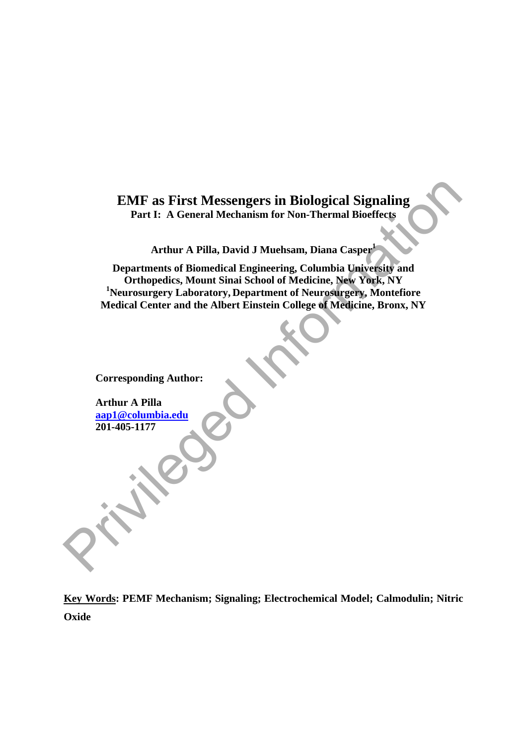# EMF as First Messengers in Biological Signaling

## Part I: A General Mechanism for Non-Thermal Bioeffects

**Arthur A Pilla, David J Muehsam, Diana Casper[1]**

**Departments of Biomedical Engineering, Columbia University and Orthopedics, Mount Sinai School of Medicine, New York, NY**
**[1]Neurosurgery Laboratory, Department of Neurosurgery, Montefiore Medical Center and the Albert Einstein College of Medicine, Bronx, NY**

**Corresponding Author:**

**Arthur A Pilla**
**aap1@columbia.edu**
**201-405-1177**

**Key Words: PEMF Mechanism; Signaling; Electrochemical Model; Calmodulin; Nitric Oxide**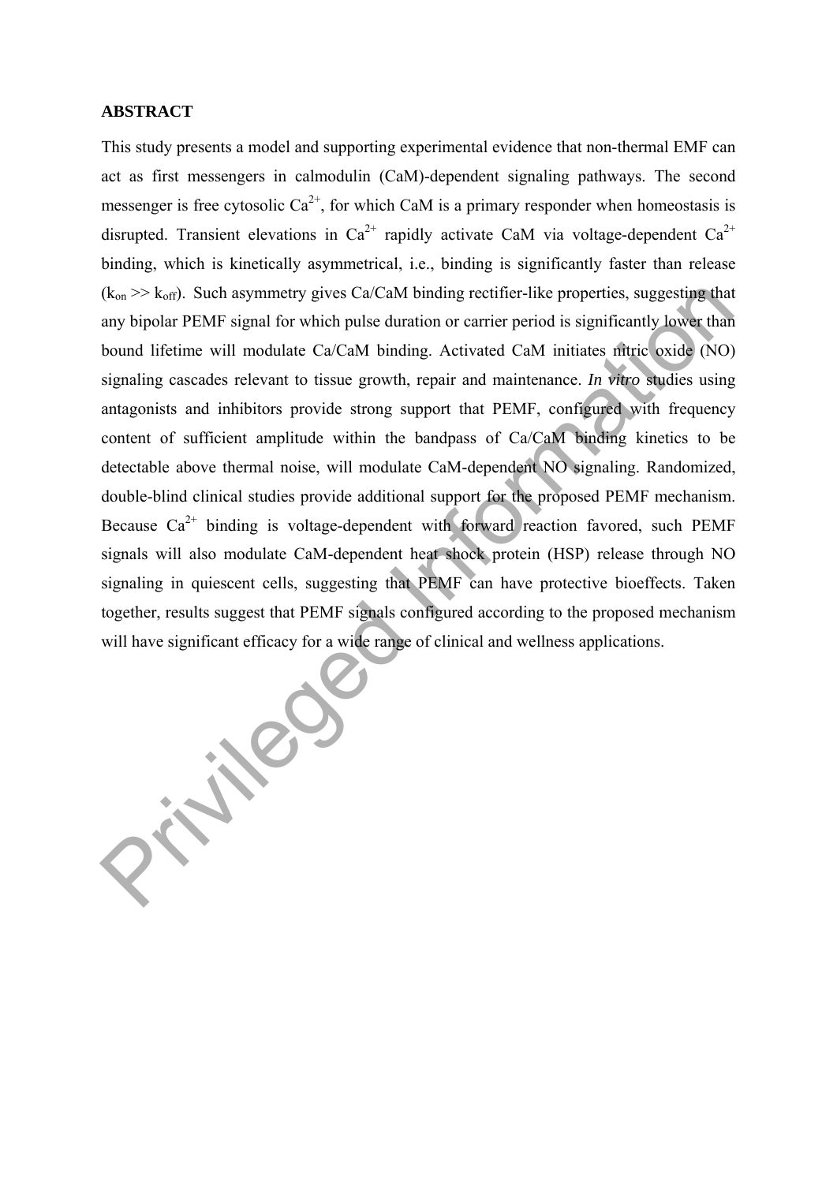**ABSTRACT**

This study presents a model and supporting experimental evidence that non-thermal EMF can act as first messengers in calmodulin (CaM)-dependent signaling pathways. The second messenger is free cytosolic $Ca^{2+}$, for which CaM is a primary responder when homeostasis is disrupted. Transient elevations in $Ca^{2+}$ rapidly activate CaM via voltage-dependent $Ca^{2+}$ binding, which is kinetically asymmetrical, i.e., binding is significantly faster than release ($k_{on} >> k_{off}$). Such asymmetry gives Ca/CaM binding rectifier-like properties, suggesting that any bipolar PEMF signal for which pulse duration or carrier period is significantly lower than bound lifetime will modulate Ca/CaM binding. Activated CaM initiates nitric oxide (NO) signaling cascades relevant to tissue growth, repair and maintenance. *In vitro* studies using antagonists and inhibitors provide strong support that PEMF, configured with frequency content of sufficient amplitude within the bandpass of Ca/CaM binding kinetics to be detectable above thermal noise, will modulate CaM-dependent NO signaling. Randomized, double-blind clinical studies provide additional support for the proposed PEMF mechanism. Because $Ca^{2+}$ binding is voltage-dependent with forward reaction favored, such PEMF signals will also modulate CaM-dependent heat shock protein (HSP) release through NO signaling in quiescent cells, suggesting that PEMF can have protective bioeffects. Taken together, results suggest that PEMF signals configured according to the proposed mechanism will have significant efficacy for a wide range of clinical and wellness applications.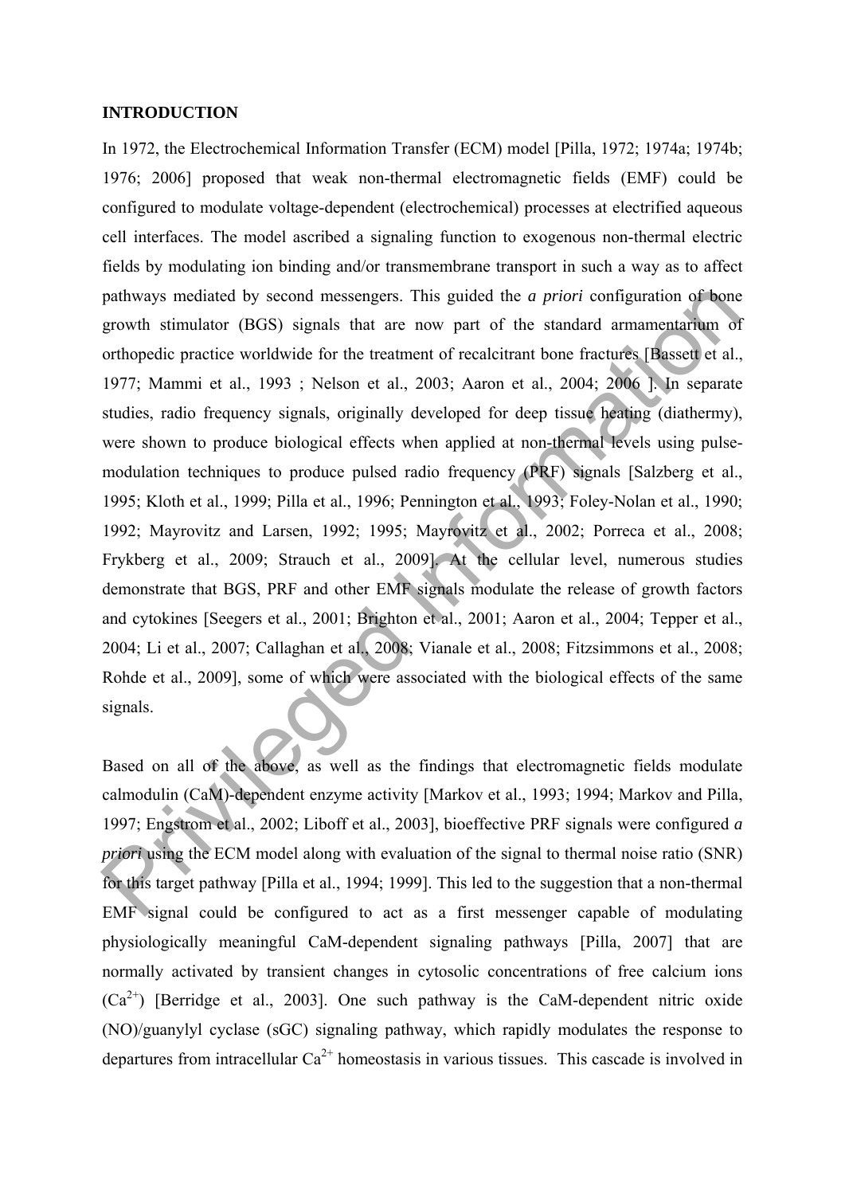## INTRODUCTION

In 1972, the Electrochemical Information Transfer (ECM) model [Pilla, 1972; 1974a; 1974b; 1976; 2006] proposed that weak non-thermal electromagnetic fields (EMF) could be configured to modulate voltage-dependent (electrochemical) processes at electrified aqueous cell interfaces. The model ascribed a signaling function to exogenous non-thermal electric fields by modulating ion binding and/or transmembrane transport in such a way as to affect pathways mediated by second messengers. This guided the *a priori* configuration of bone growth stimulator (BGS) signals that are now part of the standard armamentarium of orthopedic practice worldwide for the treatment of recalcitrant bone fractures [Bassett et al., 1977; Mammi et al., 1993 ; Nelson et al., 2003; Aaron et al., 2004; 2006 ]. In separate studies, radio frequency signals, originally developed for deep tissue heating (diathermy), were shown to produce biological effects when applied at non-thermal levels using pulse-modulation techniques to produce pulsed radio frequency (PRF) signals [Salzberg et al., 1995; Kloth et al., 1999; Pilla et al., 1996; Pennington et al., 1993; Foley-Nolan et al., 1990; 1992; Mayrovitz and Larsen, 1992; 1995; Mayrovitz et al., 2002; Porreca et al., 2008; Frykberg et al., 2009; Strauch et al., 2009]. At the cellular level, numerous studies demonstrate that BGS, PRF and other EMF signals modulate the release of growth factors and cytokines [Seegers et al., 2001; Brighton et al., 2001; Aaron et al., 2004; Tepper et al., 2004; Li et al., 2007; Callaghan et al., 2008; Vianale et al., 2008; Fitzsimmons et al., 2008; Rohde et al., 2009], some of which were associated with the biological effects of the same signals.

Based on all of the above, as well as the findings that electromagnetic fields modulate calmodulin (CaM)-dependent enzyme activity [Markov et al., 1993; 1994; Markov and Pilla, 1997; Engstrom et al., 2002; Liboff et al., 2003], bioeffective PRF signals were configured *a priori* using the ECM model along with evaluation of the signal to thermal noise ratio (SNR) for this target pathway [Pilla et al., 1994; 1999]. This led to the suggestion that a non-thermal EMF signal could be configured to act as a first messenger capable of modulating physiologically meaningful CaM-dependent signaling pathways [Pilla, 2007] that are normally activated by transient changes in cytosolic concentrations of free calcium ions ($Ca^{2+}$) [Berridge et al., 2003]. One such pathway is the CaM-dependent nitric oxide (NO)/guanylyl cyclase (sGC) signaling pathway, which rapidly modulates the response to departures from intracellular $Ca^{2+}$ homeostasis in various tissues. This cascade is involved in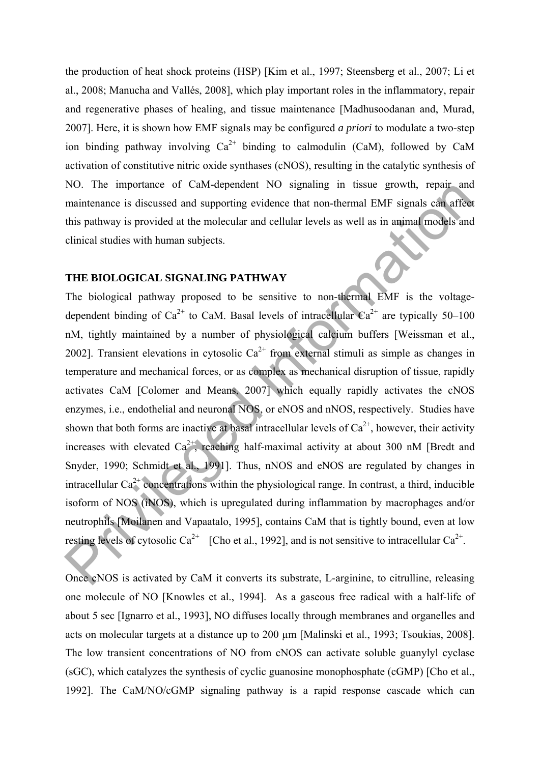the production of heat shock proteins (HSP) [Kim et al., 1997; Steensberg et al., 2007; Li et al., 2008; Manucha and Vallés, 2008], which play important roles in the inflammatory, repair and regenerative phases of healing, and tissue maintenance [Madhusoodanan and, Murad, 2007]. Here, it is shown how EMF signals may be configured *a priori* to modulate a two-step ion binding pathway involving $Ca^{2+}$ binding to calmodulin (CaM), followed by CaM activation of constitutive nitric oxide synthases (cNOS), resulting in the catalytic synthesis of NO. The importance of CaM-dependent NO signaling in tissue growth, repair and maintenance is discussed and supporting evidence that non-thermal EMF signals can affect this pathway is provided at the molecular and cellular levels as well as in animal models and clinical studies with human subjects.

## THE BIOLOGICAL SIGNALING PATHWAY

The biological pathway proposed to be sensitive to non-thermal EMF is the voltage-dependent binding of $Ca^{2+}$ to CaM. Basal levels of intracellular $Ca^{2+}$ are typically 50–100 nM, tightly maintained by a number of physiological calcium buffers [Weissman et al., 2002]. Transient elevations in cytosolic $Ca^{2+}$ from external stimuli as simple as changes in temperature and mechanical forces, or as complex as mechanical disruption of tissue, rapidly activates CaM [Colomer and Means, 2007] which equally rapidly activates the cNOS enzymes, i.e., endothelial and neuronal NOS, or eNOS and nNOS, respectively. Studies have shown that both forms are inactive at basal intracellular levels of $Ca^{2+}$, however, their activity increases with elevated $Ca^{2+}$, reaching half-maximal activity at about 300 nM [Bredt and Snyder, 1990; Schmidt et al., 1991]. Thus, nNOS and eNOS are regulated by changes in intracellular $Ca^{2+}$ concentrations within the physiological range. In contrast, a third, inducible isoform of NOS (iNOS), which is upregulated during inflammation by macrophages and/or neutrophils [Moilanen and Vapaatalo, 1995], contains CaM that is tightly bound, even at low resting levels of cytosolic $Ca^{2+}$ [Cho et al., 1992], and is not sensitive to intracellular $Ca^{2+}$.

Once cNOS is activated by CaM it converts its substrate, L-arginine, to citrulline, releasing one molecule of NO [Knowles et al., 1994]. As a gaseous free radical with a half-life of about 5 sec [Ignarro et al., 1993], NO diffuses locally through membranes and organelles and acts on molecular targets at a distance up to 200 μm [Malinski et al., 1993; Tsoukias, 2008]. The low transient concentrations of NO from cNOS can activate soluble guanylyl cyclase (sGC), which catalyzes the synthesis of cyclic guanosine monophosphate (cGMP) [Cho et al., 1992]. The CaM/NO/cGMP signaling pathway is a rapid response cascade which can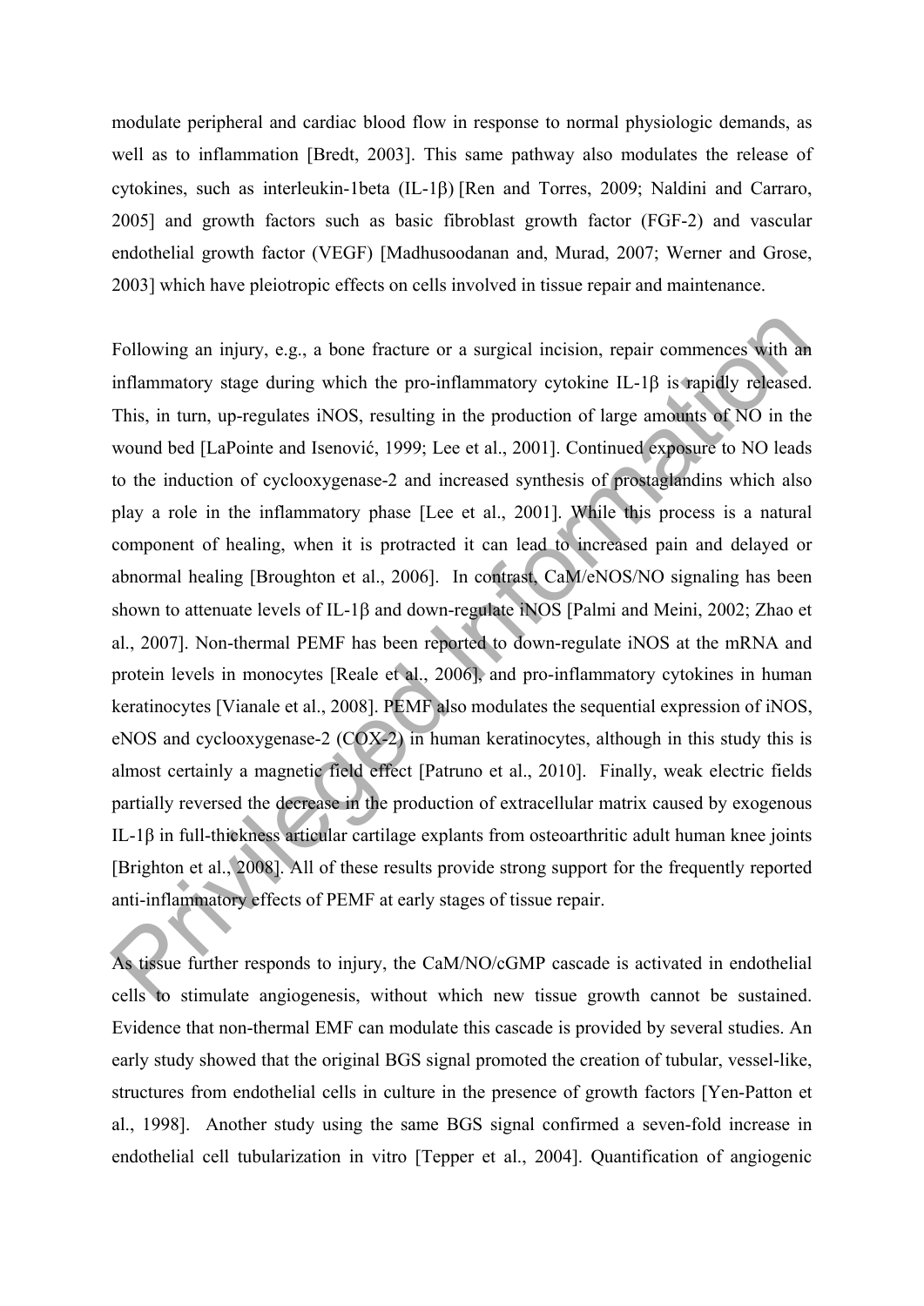modulate peripheral and cardiac blood flow in response to normal physiologic demands, as well as to inflammation [Bredt, 2003]. This same pathway also modulates the release of cytokines, such as interleukin-1beta (IL-1β) [Ren and Torres, 2009; Naldini and Carraro, 2005] and growth factors such as basic fibroblast growth factor (FGF-2) and vascular endothelial growth factor (VEGF) [Madhusoodanan and, Murad, 2007; Werner and Grose, 2003] which have pleiotropic effects on cells involved in tissue repair and maintenance.

Following an injury, e.g., a bone fracture or a surgical incision, repair commences with an inflammatory stage during which the pro-inflammatory cytokine IL-1β is rapidly released. This, in turn, up-regulates iNOS, resulting in the production of large amounts of NO in the wound bed [LaPointe and Isenović, 1999; Lee et al., 2001]. Continued exposure to NO leads to the induction of cyclooxygenase-2 and increased synthesis of prostaglandins which also play a role in the inflammatory phase [Lee et al., 2001]. While this process is a natural component of healing, when it is protracted it can lead to increased pain and delayed or abnormal healing [Broughton et al., 2006]. In contrast, CaM/eNOS/NO signaling has been shown to attenuate levels of IL-1β and down-regulate iNOS [Palmi and Meini, 2002; Zhao et al., 2007]. Non-thermal PEMF has been reported to down-regulate iNOS at the mRNA and protein levels in monocytes [Reale et al., 2006], and pro-inflammatory cytokines in human keratinocytes [Vianale et al., 2008]. PEMF also modulates the sequential expression of iNOS, eNOS and cyclooxygenase-2 (COX-2) in human keratinocytes, although in this study this is almost certainly a magnetic field effect [Patruno et al., 2010]. Finally, weak electric fields partially reversed the decrease in the production of extracellular matrix caused by exogenous IL-1β in full-thickness articular cartilage explants from osteoarthritic adult human knee joints [Brighton et al., 2008]. All of these results provide strong support for the frequently reported anti-inflammatory effects of PEMF at early stages of tissue repair.

As tissue further responds to injury, the CaM/NO/cGMP cascade is activated in endothelial cells to stimulate angiogenesis, without which new tissue growth cannot be sustained. Evidence that non-thermal EMF can modulate this cascade is provided by several studies. An early study showed that the original BGS signal promoted the creation of tubular, vessel-like, structures from endothelial cells in culture in the presence of growth factors [Yen-Patton et al., 1998]. Another study using the same BGS signal confirmed a seven-fold increase in endothelial cell tubularization in vitro [Tepper et al., 2004]. Quantification of angiogenic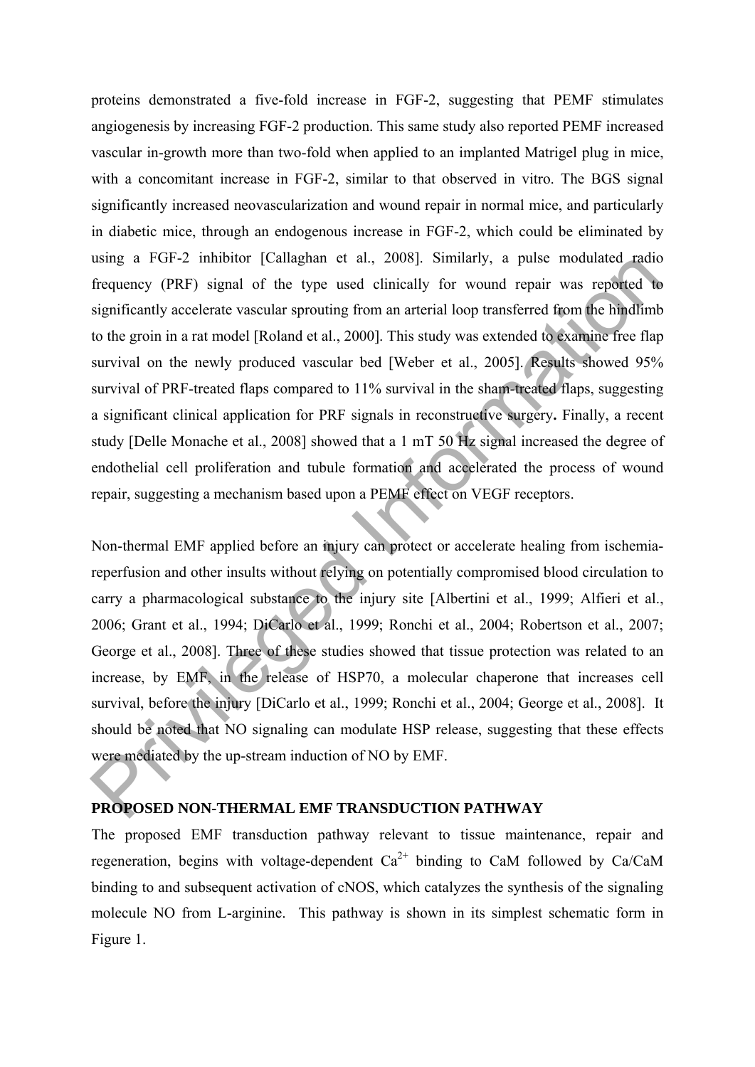proteins demonstrated a five-fold increase in FGF-2, suggesting that PEMF stimulates angiogenesis by increasing FGF-2 production. This same study also reported PEMF increased vascular in-growth more than two-fold when applied to an implanted Matrigel plug in mice, with a concomitant increase in FGF-2, similar to that observed in vitro. The BGS signal significantly increased neovascularization and wound repair in normal mice, and particularly in diabetic mice, through an endogenous increase in FGF-2, which could be eliminated by using a FGF-2 inhibitor [Callaghan et al., 2008]. Similarly, a pulse modulated radio frequency (PRF) signal of the type used clinically for wound repair was reported to significantly accelerate vascular sprouting from an arterial loop transferred from the hindlimb to the groin in a rat model [Roland et al., 2000]. This study was extended to examine free flap survival on the newly produced vascular bed [Weber et al., 2005]. Results showed 95% survival of PRF-treated flaps compared to 11% survival in the sham-treated flaps, suggesting a significant clinical application for PRF signals in reconstructive surgery**.** Finally, a recent study [Delle Monache et al., 2008] showed that a 1 mT 50 Hz signal increased the degree of endothelial cell proliferation and tubule formation and accelerated the process of wound repair, suggesting a mechanism based upon a PEMF effect on VEGF receptors.

Non-thermal EMF applied before an injury can protect or accelerate healing from ischemia-reperfusion and other insults without relying on potentially compromised blood circulation to carry a pharmacological substance to the injury site [Albertini et al., 1999; Alfieri et al., 2006; Grant et al., 1994; DiCarlo et al., 1999; Ronchi et al., 2004; Robertson et al., 2007; George et al., 2008]. Three of these studies showed that tissue protection was related to an increase, by EMF, in the release of HSP70, a molecular chaperone that increases cell survival, before the injury [DiCarlo et al., 1999; Ronchi et al., 2004; George et al., 2008]. It should be noted that NO signaling can modulate HSP release, suggesting that these effects were mediated by the up-stream induction of NO by EMF.

## PROPOSED NON-THERMAL EMF TRANSDUCTION PATHWAY

The proposed EMF transduction pathway relevant to tissue maintenance, repair and regeneration, begins with voltage-dependent $Ca^{2+}$ binding to CaM followed by Ca/CaM binding to and subsequent activation of cNOS, which catalyzes the synthesis of the signaling molecule NO from L-arginine. This pathway is shown in its simplest schematic form in Figure 1.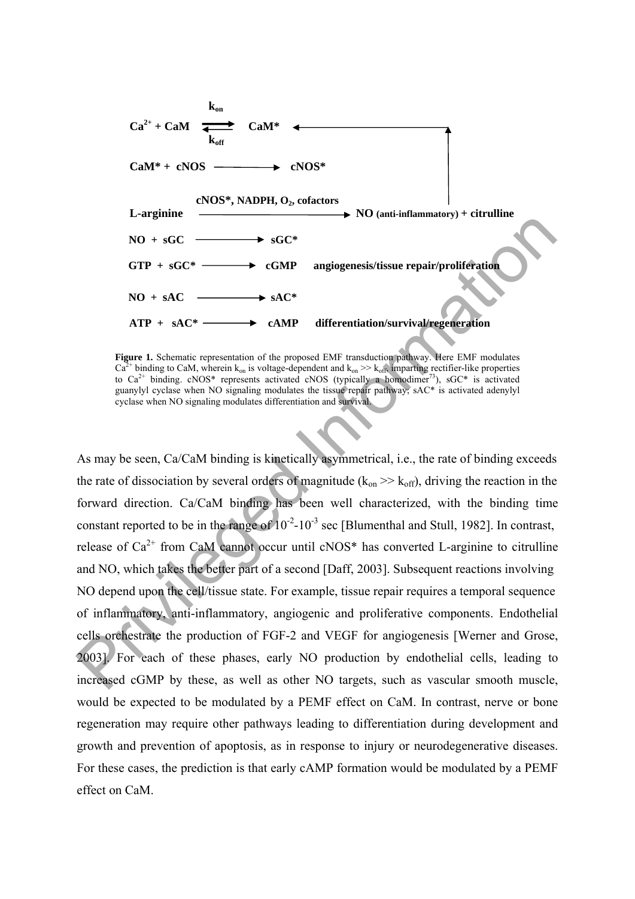$$Ca^{2+} + CaM \underset{k_{off}}{\overset{k_{on}}{\rightleftharpoons}} CaM^*$$

$$CaM^* + cNOS \longrightarrow cNOS^*$$

$$\text{L-arginine} \xrightarrow{cNOS^*,\ NADPH,\ O_2,\ \text{cofactors}} \text{NO (anti-inflammatory)} + \text{citrulline}$$

(NO feeds back to $CaM^*$)

$$NO + sGC \longrightarrow sGC^*$$

$$GTP + sGC^* \longrightarrow cGMP \quad \text{angiogenesis/tissue repair/proliferation}$$

$$NO + sAC \longrightarrow sAC^*$$

$$ATP + sAC^* \longrightarrow cAMP \quad \text{differentiation/survival/regeneration}$$

**Figure 1.** Schematic representation of the proposed EMF transduction pathway. Here EMF modulates $Ca^{2+}$ binding to CaM, wherein $k_{on}$ is voltage-dependent and $k_{on} >> k_{off}$, imparting rectifier-like properties to $Ca^{2+}$ binding. cNOS* represents activated cNOS (typically a homodimer[73]), sGC* is activated guanylyl cyclase when NO signaling modulates the tissue repair pathway; sAC* is activated adenylyl cyclase when NO signaling modulates differentiation and survival.

As may be seen, Ca/CaM binding is kinetically asymmetrical, i.e., the rate of binding exceeds the rate of dissociation by several orders of magnitude ($k_{on} >> k_{off}$), driving the reaction in the forward direction. Ca/CaM binding has been well characterized, with the binding time constant reported to be in the range of $10^{-2}$-$10^{-3}$ sec [Blumenthal and Stull, 1982]. In contrast, release of $Ca^{2+}$ from CaM cannot occur until cNOS* has converted L-arginine to citrulline and NO, which takes the better part of a second [Daff, 2003]. Subsequent reactions involving NO depend upon the cell/tissue state. For example, tissue repair requires a temporal sequence of inflammatory, anti-inflammatory, angiogenic and proliferative components. Endothelial cells orchestrate the production of FGF-2 and VEGF for angiogenesis [Werner and Grose, 2003]. For each of these phases, early NO production by endothelial cells, leading to increased cGMP by these, as well as other NO targets, such as vascular smooth muscle, would be expected to be modulated by a PEMF effect on CaM. In contrast, nerve or bone regeneration may require other pathways leading to differentiation during development and growth and prevention of apoptosis, as in response to injury or neurodegenerative diseases. For these cases, the prediction is that early cAMP formation would be modulated by a PEMF effect on CaM.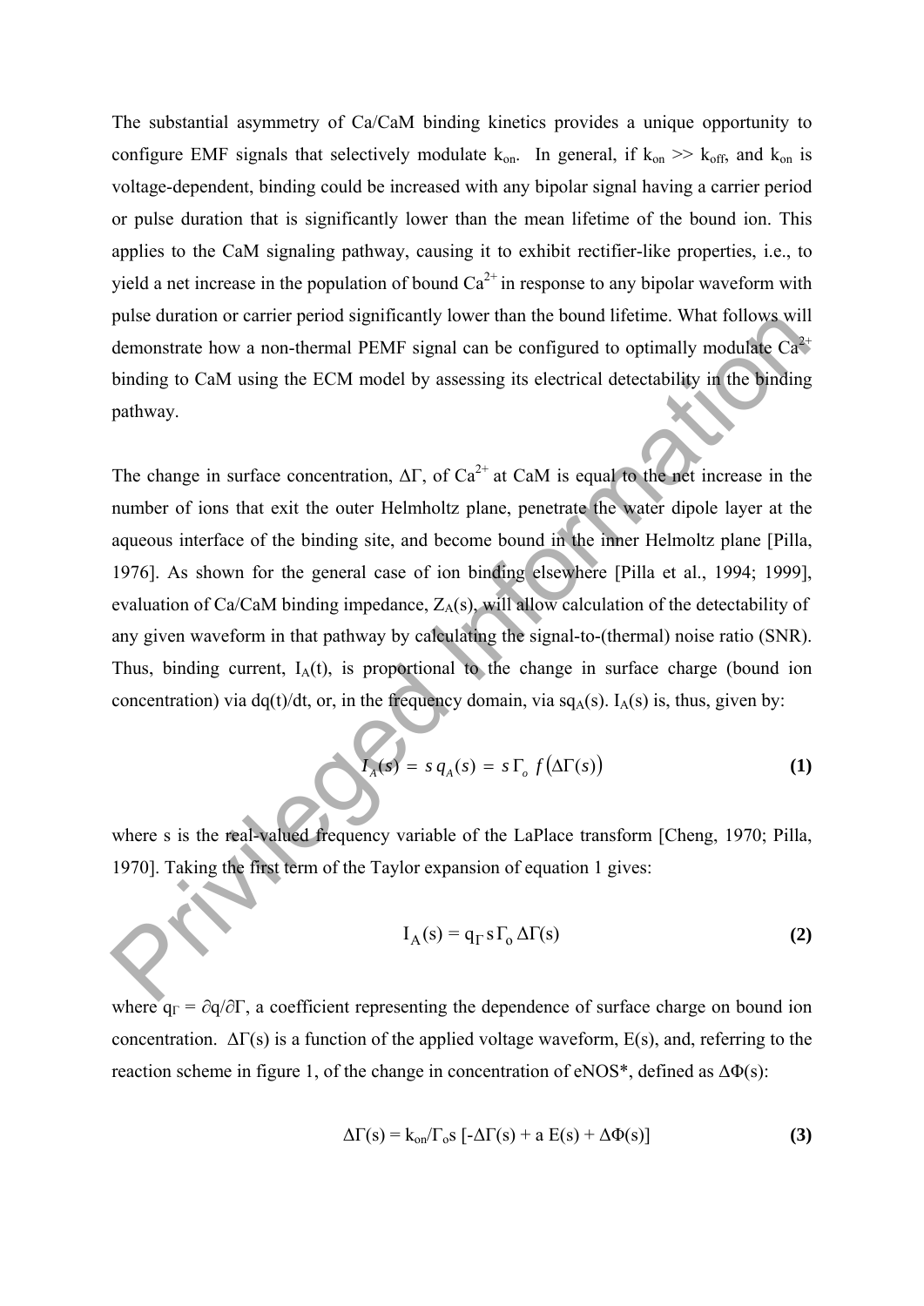The substantial asymmetry of Ca/CaM binding kinetics provides a unique opportunity to configure EMF signals that selectively modulate $k_{on}$. In general, if $k_{on} >> k_{off}$, and $k_{on}$ is voltage-dependent, binding could be increased with any bipolar signal having a carrier period or pulse duration that is significantly lower than the mean lifetime of the bound ion. This applies to the CaM signaling pathway, causing it to exhibit rectifier-like properties, i.e., to yield a net increase in the population of bound $Ca^{2+}$ in response to any bipolar waveform with pulse duration or carrier period significantly lower than the bound lifetime. What follows will demonstrate how a non-thermal PEMF signal can be configured to optimally modulate $Ca^{2+}$ binding to CaM using the ECM model by assessing its electrical detectability in the binding pathway.

The change in surface concentration, $\Delta\Gamma$, of $Ca^{2+}$ at CaM is equal to the net increase in the number of ions that exit the outer Helmholtz plane, penetrate the water dipole layer at the aqueous interface of the binding site, and become bound in the inner Helmoltz plane [Pilla, 1976]. As shown for the general case of ion binding elsewhere [Pilla et al., 1994; 1999], evaluation of Ca/CaM binding impedance, $Z_A(s)$, will allow calculation of the detectability of any given waveform in that pathway by calculating the signal-to-(thermal) noise ratio (SNR). Thus, binding current, $I_A(t)$, is proportional to the change in surface charge (bound ion concentration) via $dq(t)/dt$, or, in the frequency domain, via $sq_A(s)$. $I_A(s)$ is, thus, given by:

$$I_A(s) = s\, q_A(s) = s\, \Gamma_o\, f\left(\Delta\Gamma(s)\right) \qquad \textbf{(1)}$$

where s is the real-valued frequency variable of the LaPlace transform [Cheng, 1970; Pilla, 1970]. Taking the first term of the Taylor expansion of equation 1 gives:

$$I_A(s) = q_\Gamma\, s\, \Gamma_o\, \Delta\Gamma(s) \qquad \textbf{(2)}$$

where $q_\Gamma = \partial q/\partial\Gamma$, a coefficient representing the dependence of surface charge on bound ion concentration. $\Delta\Gamma(s)$ is a function of the applied voltage waveform, $E(s)$, and, referring to the reaction scheme in figure 1, of the change in concentration of eNOS*, defined as $\Delta\Phi(s)$:

$$\Delta\Gamma(s) = k_{on}/\Gamma_o s\, [-\Delta\Gamma(s) + a\, E(s) + \Delta\Phi(s)] \qquad \textbf{(3)}$$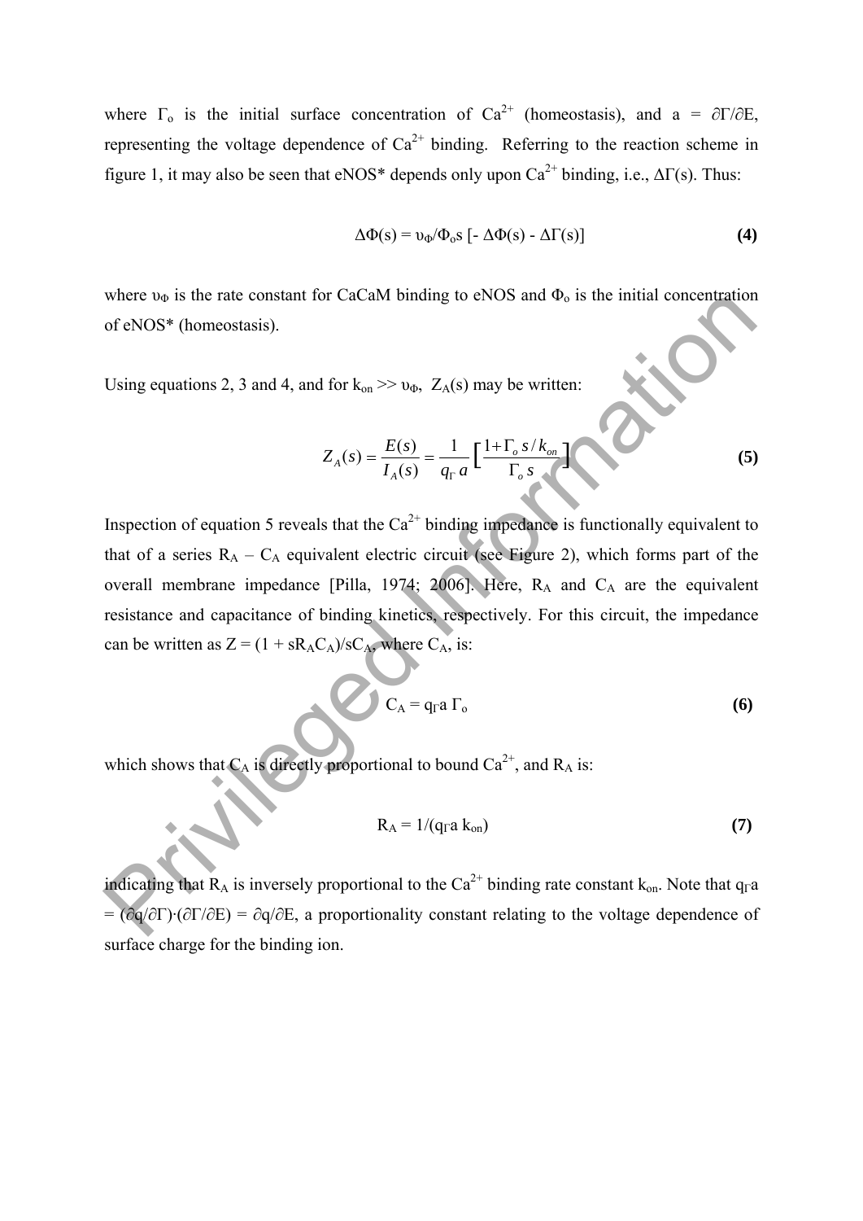where $\Gamma_o$ is the initial surface concentration of $Ca^{2+}$ (homeostasis), and $a = \partial\Gamma/\partial E$, representing the voltage dependence of $Ca^{2+}$ binding. Referring to the reaction scheme in figure 1, it may also be seen that eNOS* depends only upon $Ca^{2+}$ binding, i.e., $\Delta\Gamma(s)$. Thus:

$$\Delta\Phi(s) = \upsilon_\Phi/\Phi_o s \, [- \Delta\Phi(s) - \Delta\Gamma(s)] \quad \textbf{(4)}$$

where $\upsilon_\Phi$ is the rate constant for CaCaM binding to eNOS and $\Phi_o$ is the initial concentration of eNOS* (homeostasis).

Using equations 2, 3 and 4, and for $k_{on} >> \upsilon_\Phi$, $Z_A(s)$ may be written:

$$Z_A(s) = \frac{E(s)}{I_A(s)} = \frac{1}{q_\Gamma a}\left[\frac{1 + \Gamma_o s / k_{on}}{\Gamma_o s}\right] \quad \textbf{(5)}$$

Inspection of equation 5 reveals that the $Ca^{2+}$ binding impedance is functionally equivalent to that of a series $R_A$ – $C_A$ equivalent electric circuit (see Figure 2), which forms part of the overall membrane impedance [Pilla, 1974; 2006]. Here, $R_A$ and $C_A$ are the equivalent resistance and capacitance of binding kinetics, respectively. For this circuit, the impedance can be written as $Z = (1 + sR_AC_A)/sC_A$, where $C_A$, is:

$$C_A = q_\Gamma a \, \Gamma_o \quad \textbf{(6)}$$

which shows that $C_A$ is directly proportional to bound $Ca^{2+}$, and $R_A$ is:

$$R_A = 1/(q_\Gamma a \, k_{on}) \quad \textbf{(7)}$$

indicating that $R_A$ is inversely proportional to the $Ca^{2+}$ binding rate constant $k_{on}$. Note that $q_\Gamma a = (\partial q/\partial\Gamma)\cdot(\partial\Gamma/\partial E) = \partial q/\partial E$, a proportionality constant relating to the voltage dependence of surface charge for the binding ion.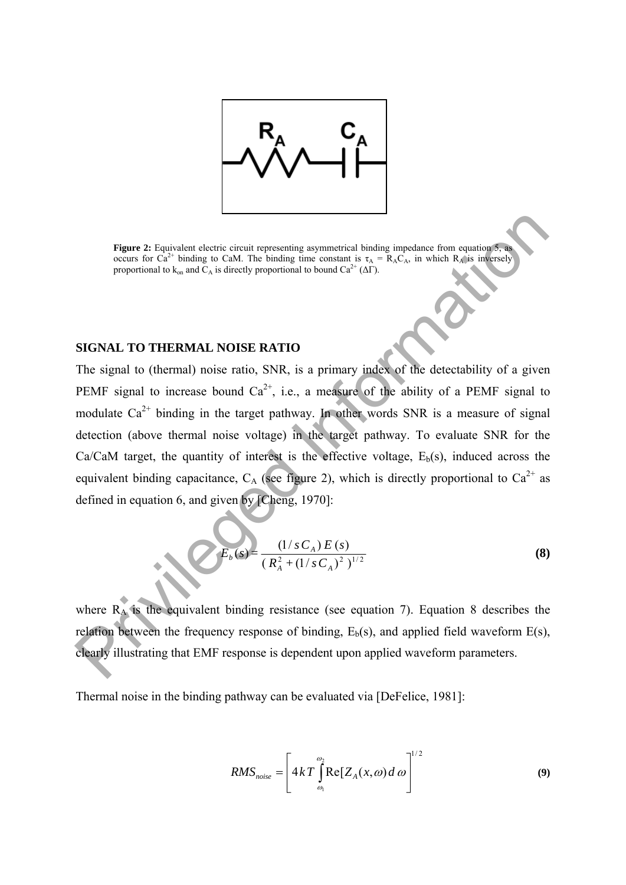Figure 2: Equivalent electric circuit representing asymmetrical binding impedance from equation 5, as occurs for $Ca^{2+}$ binding to CaM. The binding time constant is $\tau_A = R_A C_A$, in which $R_A$ is inversely proportional to $k_{on}$ and $C_A$ is directly proportional to bound $Ca^{2+}$ ($\Delta\Gamma$).

## SIGNAL TO THERMAL NOISE RATIO

The signal to (thermal) noise ratio, SNR, is a primary index of the detectability of a given PEMF signal to increase bound $Ca^{2+}$, i.e., a measure of the ability of a PEMF signal to modulate $Ca^{2+}$ binding in the target pathway. In other words SNR is a measure of signal detection (above thermal noise voltage) in the target pathway. To evaluate SNR for the Ca/CaM target, the quantity of interest is the effective voltage, $E_b(s)$, induced across the equivalent binding capacitance, $C_A$ (see figure 2), which is directly proportional to $Ca^{2+}$ as defined in equation 6, and given by [Cheng, 1970]:

$$E_b(s) = \frac{(1/sC_A)\,E(s)}{(R_A^2 + (1/sC_A)^2)^{1/2}} \tag{8}$$

where $R_A$ is the equivalent binding resistance (see equation 7). Equation 8 describes the relation between the frequency response of binding, $E_b(s)$, and applied field waveform $E(s)$, clearly illustrating that EMF response is dependent upon applied waveform parameters.

Thermal noise in the binding pathway can be evaluated via [DeFelice, 1981]:

$$RMS_{noise} = \left[ 4kT \int_{\omega_1}^{\omega_2} \mathrm{Re}[Z_A(x,\omega)\,d\,\omega \right]^{1/2} \tag{9}$$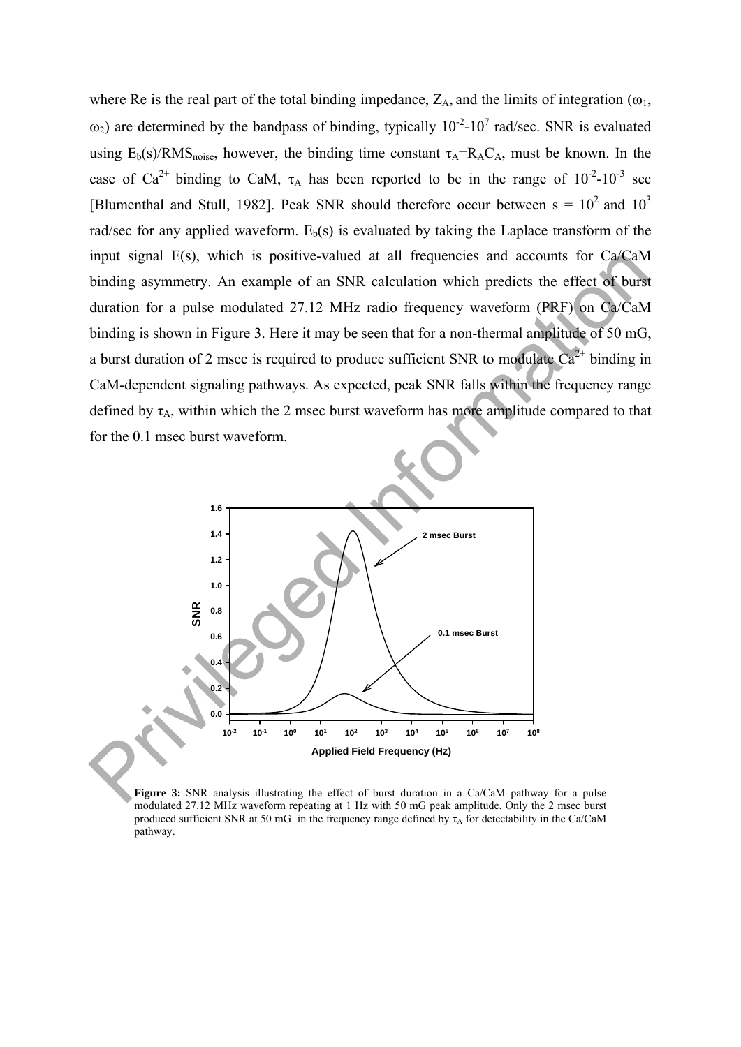where Re is the real part of the total binding impedance, $Z_A$, and the limits of integration ($\omega_1$, $\omega_2$) are determined by the bandpass of binding, typically $10^{-2}$-$10^{7}$ rad/sec. SNR is evaluated using $E_b(s)/RMS_{noise}$, however, the binding time constant $\tau_A = R_A C_A$, must be known. In the case of $Ca^{2+}$ binding to CaM, $\tau_A$ has been reported to be in the range of $10^{-2}$-$10^{-3}$ sec [Blumenthal and Stull, 1982]. Peak SNR should therefore occur between s = $10^2$ and $10^3$ rad/sec for any applied waveform. $E_b(s)$ is evaluated by taking the Laplace transform of the input signal E(s), which is positive-valued at all frequencies and accounts for Ca/CaM binding asymmetry. An example of an SNR calculation which predicts the effect of burst duration for a pulse modulated 27.12 MHz radio frequency waveform (PRF) on Ca/CaM binding is shown in Figure 3. Here it may be seen that for a non-thermal amplitude of 50 mG, a burst duration of 2 msec is required to produce sufficient SNR to modulate $Ca^{2+}$ binding in CaM-dependent signaling pathways. As expected, peak SNR falls within the frequency range defined by $\tau_A$, within which the 2 msec burst waveform has more amplitude compared to that for the 0.1 msec burst waveform.

**Figure 3:** SNR analysis illustrating the effect of burst duration in a Ca/CaM pathway for a pulse modulated 27.12 MHz waveform repeating at 1 Hz with 50 mG peak amplitude. Only the 2 msec burst produced sufficient SNR at 50 mG in the frequency range defined by $\tau_A$ for detectability in the Ca/CaM pathway.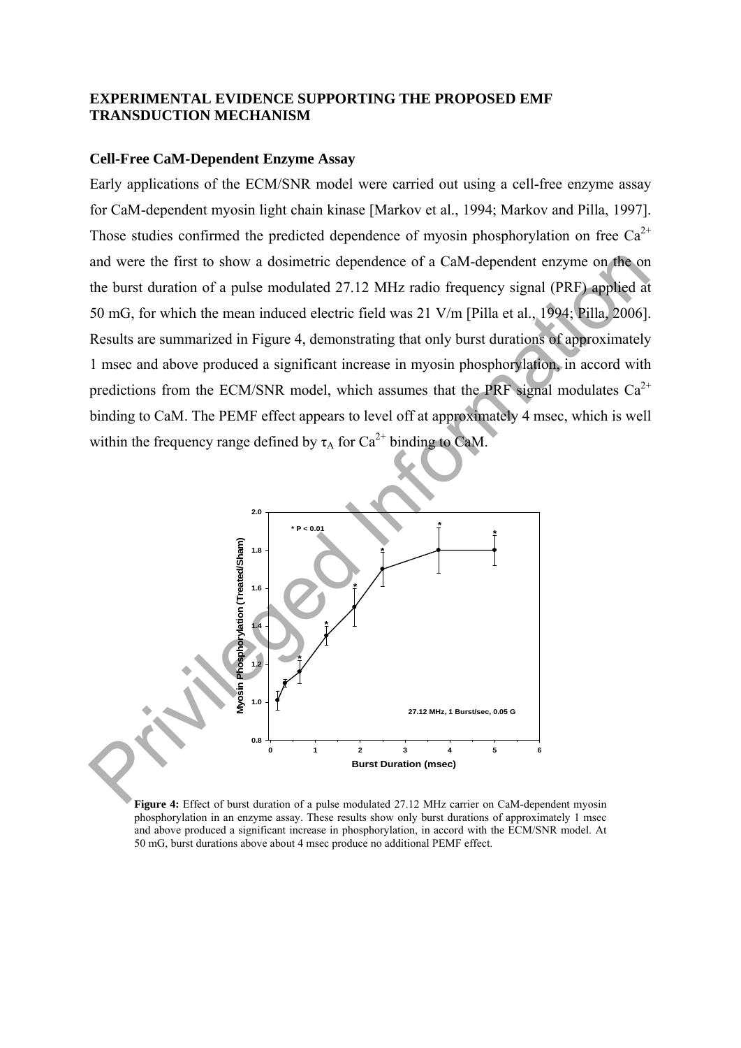## EXPERIMENTAL EVIDENCE SUPPORTING THE PROPOSED EMF TRANSDUCTION MECHANISM

### Cell-Free CaM-Dependent Enzyme Assay

Early applications of the ECM/SNR model were carried out using a cell-free enzyme assay for CaM-dependent myosin light chain kinase [Markov et al., 1994; Markov and Pilla, 1997]. Those studies confirmed the predicted dependence of myosin phosphorylation on free $Ca^{2+}$ and were the first to show a dosimetric dependence of a CaM-dependent enzyme on the on the burst duration of a pulse modulated 27.12 MHz radio frequency signal (PRF) applied at 50 mG, for which the mean induced electric field was 21 V/m [Pilla et al., 1994; Pilla, 2006]. Results are summarized in Figure 4, demonstrating that only burst durations of approximately 1 msec and above produced a significant increase in myosin phosphorylation, in accord with predictions from the ECM/SNR model, which assumes that the PRF signal modulates $Ca^{2+}$ binding to CaM. The PEMF effect appears to level off at approximately 4 msec, which is well within the frequency range defined by $\tau_A$ for $Ca^{2+}$ binding to CaM.

**Figure 4:** Effect of burst duration of a pulse modulated 27.12 MHz carrier on CaM-dependent myosin phosphorylation in an enzyme assay. These results show only burst durations of approximately 1 msec and above produced a significant increase in phosphorylation, in accord with the ECM/SNR model. At 50 mG, burst durations above about 4 msec produce no additional PEMF effect.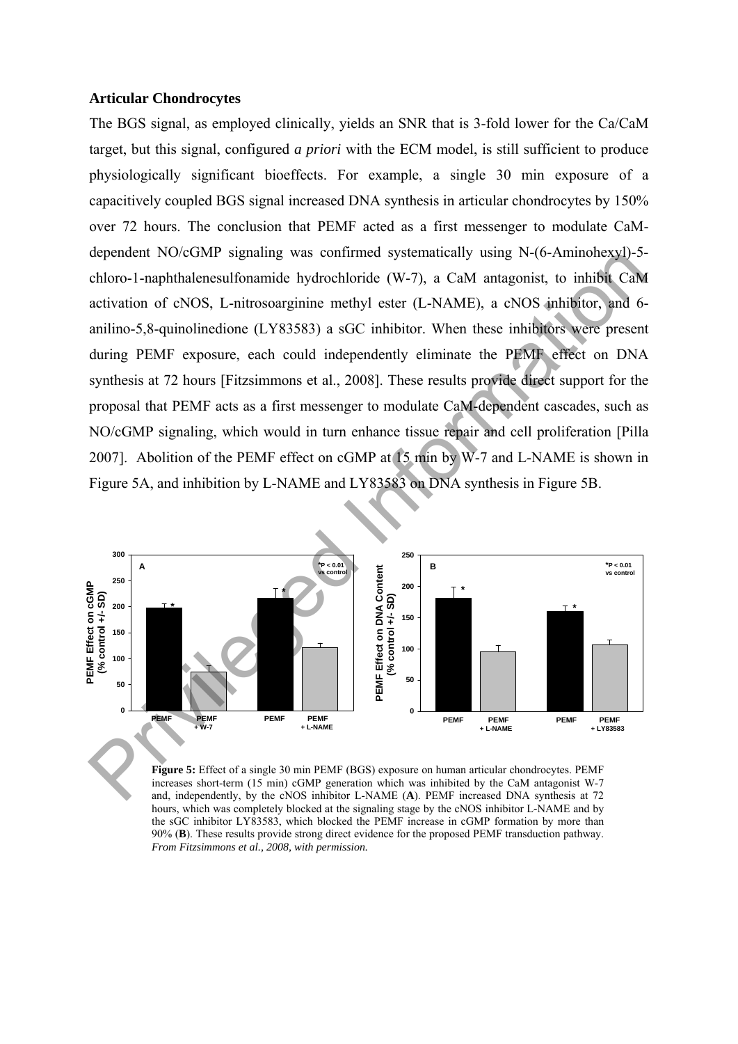### Articular Chondrocytes

The BGS signal, as employed clinically, yields an SNR that is 3-fold lower for the Ca/CaM target, but this signal, configured *a priori* with the ECM model, is still sufficient to produce physiologically significant bioeffects. For example, a single 30 min exposure of a capacitively coupled BGS signal increased DNA synthesis in articular chondrocytes by 150% over 72 hours. The conclusion that PEMF acted as a first messenger to modulate CaM-dependent NO/cGMP signaling was confirmed systematically using N-(6-Aminohexyl)-5-chloro-1-naphthalenesulfonamide hydrochloride (W-7), a CaM antagonist, to inhibit CaM activation of cNOS, L-nitrosoarginine methyl ester (L-NAME), a cNOS inhibitor, and 6-anilino-5,8-quinolinedione (LY83583) a sGC inhibitor. When these inhibitors were present during PEMF exposure, each could independently eliminate the PEMF effect on DNA synthesis at 72 hours [Fitzsimmons et al., 2008]. These results provide direct support for the proposal that PEMF acts as a first messenger to modulate CaM-dependent cascades, such as NO/cGMP signaling, which would in turn enhance tissue repair and cell proliferation [Pilla 2007]. Abolition of the PEMF effect on cGMP at 15 min by W-7 and L-NAME is shown in Figure 5A, and inhibition by L-NAME and LY83583 on DNA synthesis in Figure 5B.

**Figure 5:** Effect of a single 30 min PEMF (BGS) exposure on human articular chondrocytes. PEMF increases short-term (15 min) cGMP generation which was inhibited by the CaM antagonist W-7 and, independently, by the cNOS inhibitor L-NAME (**A**). PEMF increased DNA synthesis at 72 hours, which was completely blocked at the signaling stage by the cNOS inhibitor L-NAME and by the sGC inhibitor LY83583, which blocked the PEMF increase in cGMP formation by more than 90% (**B**). These results provide strong direct evidence for the proposed PEMF transduction pathway. *From Fitzsimmons et al., 2008, with permission.*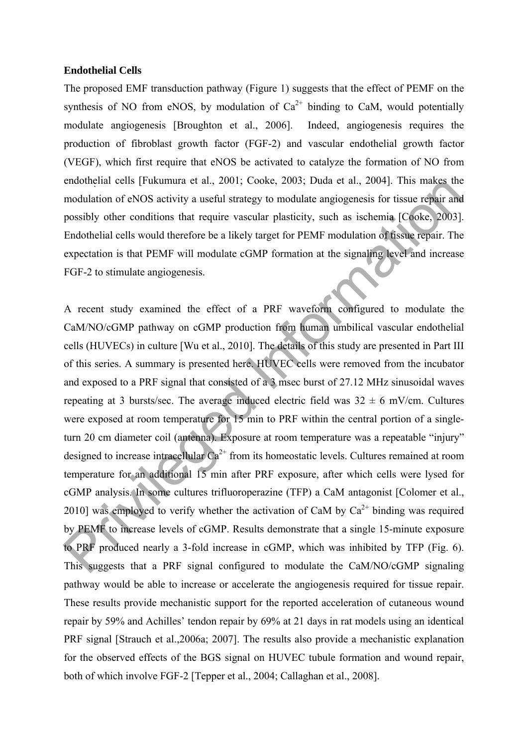**Endothelial Cells**

The proposed EMF transduction pathway (Figure 1) suggests that the effect of PEMF on the synthesis of NO from eNOS, by modulation of $Ca^{2+}$ binding to CaM, would potentially modulate angiogenesis [Broughton et al., 2006]. Indeed, angiogenesis requires the production of fibroblast growth factor (FGF-2) and vascular endothelial growth factor (VEGF), which first require that eNOS be activated to catalyze the formation of NO from endothelial cells [Fukumura et al., 2001; Cooke, 2003; Duda et al., 2004]. This makes the modulation of eNOS activity a useful strategy to modulate angiogenesis for tissue repair and possibly other conditions that require vascular plasticity, such as ischemia [Cooke, 2003]. Endothelial cells would therefore be a likely target for PEMF modulation of tissue repair. The expectation is that PEMF will modulate cGMP formation at the signaling level and increase FGF-2 to stimulate angiogenesis.

A recent study examined the effect of a PRF waveform configured to modulate the CaM/NO/cGMP pathway on cGMP production from human umbilical vascular endothelial cells (HUVECs) in culture [Wu et al., 2010]. The details of this study are presented in Part III of this series. A summary is presented here. HUVEC cells were removed from the incubator and exposed to a PRF signal that consisted of a 3 msec burst of 27.12 MHz sinusoidal waves repeating at 3 bursts/sec. The average induced electric field was $32 \pm 6$ mV/cm. Cultures were exposed at room temperature for 15 min to PRF within the central portion of a single-turn 20 cm diameter coil (antenna). Exposure at room temperature was a repeatable "injury" designed to increase intracellular $Ca^{2+}$ from its homeostatic levels. Cultures remained at room temperature for an additional 15 min after PRF exposure, after which cells were lysed for cGMP analysis. In some cultures trifluoroperazine (TFP) a CaM antagonist [Colomer et al., 2010] was employed to verify whether the activation of CaM by $Ca^{2+}$ binding was required by PEMF to increase levels of cGMP. Results demonstrate that a single 15-minute exposure to PRF produced nearly a 3-fold increase in cGMP, which was inhibited by TFP (Fig. 6). This suggests that a PRF signal configured to modulate the CaM/NO/cGMP signaling pathway would be able to increase or accelerate the angiogenesis required for tissue repair. These results provide mechanistic support for the reported acceleration of cutaneous wound repair by 59% and Achilles' tendon repair by 69% at 21 days in rat models using an identical PRF signal [Strauch et al.,2006a; 2007]. The results also provide a mechanistic explanation for the observed effects of the BGS signal on HUVEC tubule formation and wound repair, both of which involve FGF-2 [Tepper et al., 2004; Callaghan et al., 2008].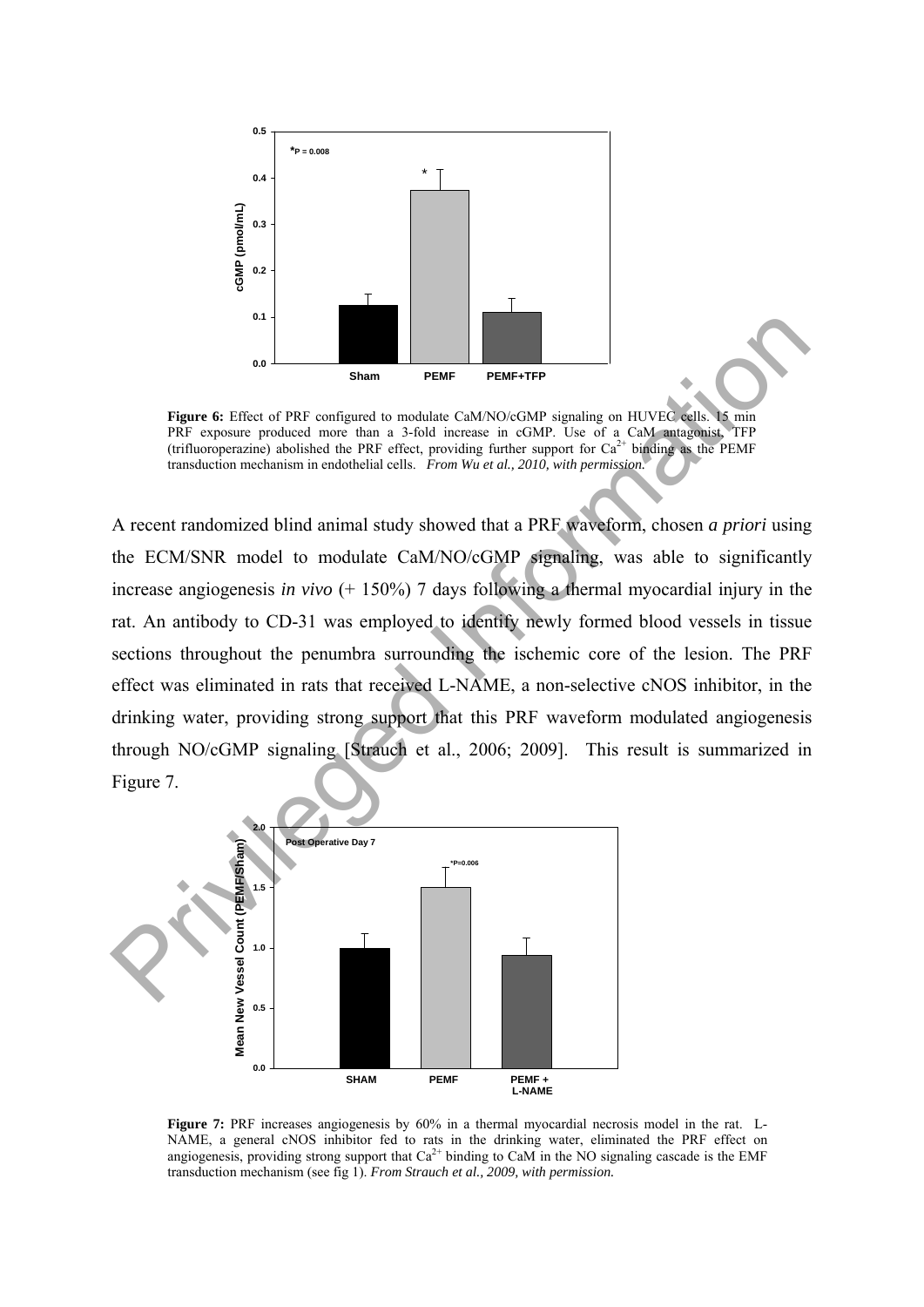**Figure 6:** Effect of PRF configured to modulate CaM/NO/cGMP signaling on HUVEC cells. 15 min PRF exposure produced more than a 3-fold increase in cGMP. Use of a CaM antagonist, TFP (trifluoroperazine) abolished the PRF effect, providing further support for $Ca^{2+}$ binding as the PEMF transduction mechanism in endothelial cells. *From Wu et al., 2010, with permission.*

A recent randomized blind animal study showed that a PRF waveform, chosen *a priori* using the ECM/SNR model to modulate CaM/NO/cGMP signaling, was able to significantly increase angiogenesis *in vivo* (+ 150%) 7 days following a thermal myocardial injury in the rat. An antibody to CD-31 was employed to identify newly formed blood vessels in tissue sections throughout the penumbra surrounding the ischemic core of the lesion. The PRF effect was eliminated in rats that received L-NAME, a non-selective cNOS inhibitor, in the drinking water, providing strong support that this PRF waveform modulated angiogenesis through NO/cGMP signaling [Strauch et al., 2006; 2009]. This result is summarized in Figure 7.

**Figure 7:** PRF increases angiogenesis by 60% in a thermal myocardial necrosis model in the rat. L-NAME, a general cNOS inhibitor fed to rats in the drinking water, eliminated the PRF effect on angiogenesis, providing strong support that $Ca^{2+}$ binding to CaM in the NO signaling cascade is the EMF transduction mechanism (see fig 1). *From Strauch et al., 2009, with permission.*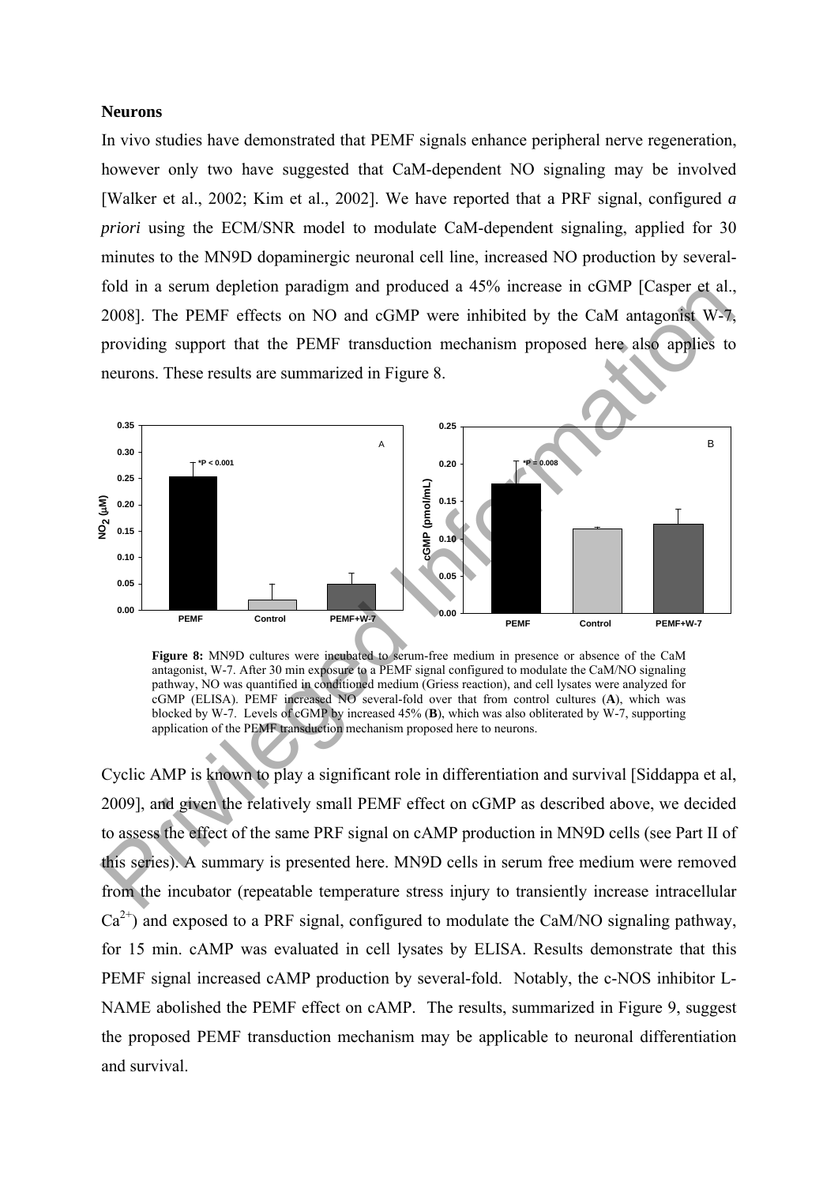**Neurons**

In vivo studies have demonstrated that PEMF signals enhance peripheral nerve regeneration, however only two have suggested that CaM-dependent NO signaling may be involved [Walker et al., 2002; Kim et al., 2002]. We have reported that a PRF signal, configured *a priori* using the ECM/SNR model to modulate CaM-dependent signaling, applied for 30 minutes to the MN9D dopaminergic neuronal cell line, increased NO production by several-fold in a serum depletion paradigm and produced a 45% increase in cGMP [Casper et al., 2008]. The PEMF effects on NO and cGMP were inhibited by the CaM antagonist W-7, providing support that the PEMF transduction mechanism proposed here also applies to neurons. These results are summarized in Figure 8.

**Figure 8:** MN9D cultures were incubated to serum-free medium in presence or absence of the CaM antagonist, W-7. After 30 min exposure to a PEMF signal configured to modulate the CaM/NO signaling pathway, NO was quantified in conditioned medium (Griess reaction), and cell lysates were analyzed for cGMP (ELISA). PEMF increased NO several-fold over that from control cultures (**A**), which was blocked by W-7. Levels of cGMP by increased 45% (**B**), which was also obliterated by W-7, supporting application of the PEMF transduction mechanism proposed here to neurons.

Cyclic AMP is known to play a significant role in differentiation and survival [Siddappa et al, 2009], and given the relatively small PEMF effect on cGMP as described above, we decided to assess the effect of the same PRF signal on cAMP production in MN9D cells (see Part II of this series). A summary is presented here. MN9D cells in serum free medium were removed from the incubator (repeatable temperature stress injury to transiently increase intracellular $Ca^{2+}$) and exposed to a PRF signal, configured to modulate the CaM/NO signaling pathway, for 15 min. cAMP was evaluated in cell lysates by ELISA. Results demonstrate that this PEMF signal increased cAMP production by several-fold. Notably, the c-NOS inhibitor L-NAME abolished the PEMF effect on cAMP. The results, summarized in Figure 9, suggest the proposed PEMF transduction mechanism may be applicable to neuronal differentiation and survival.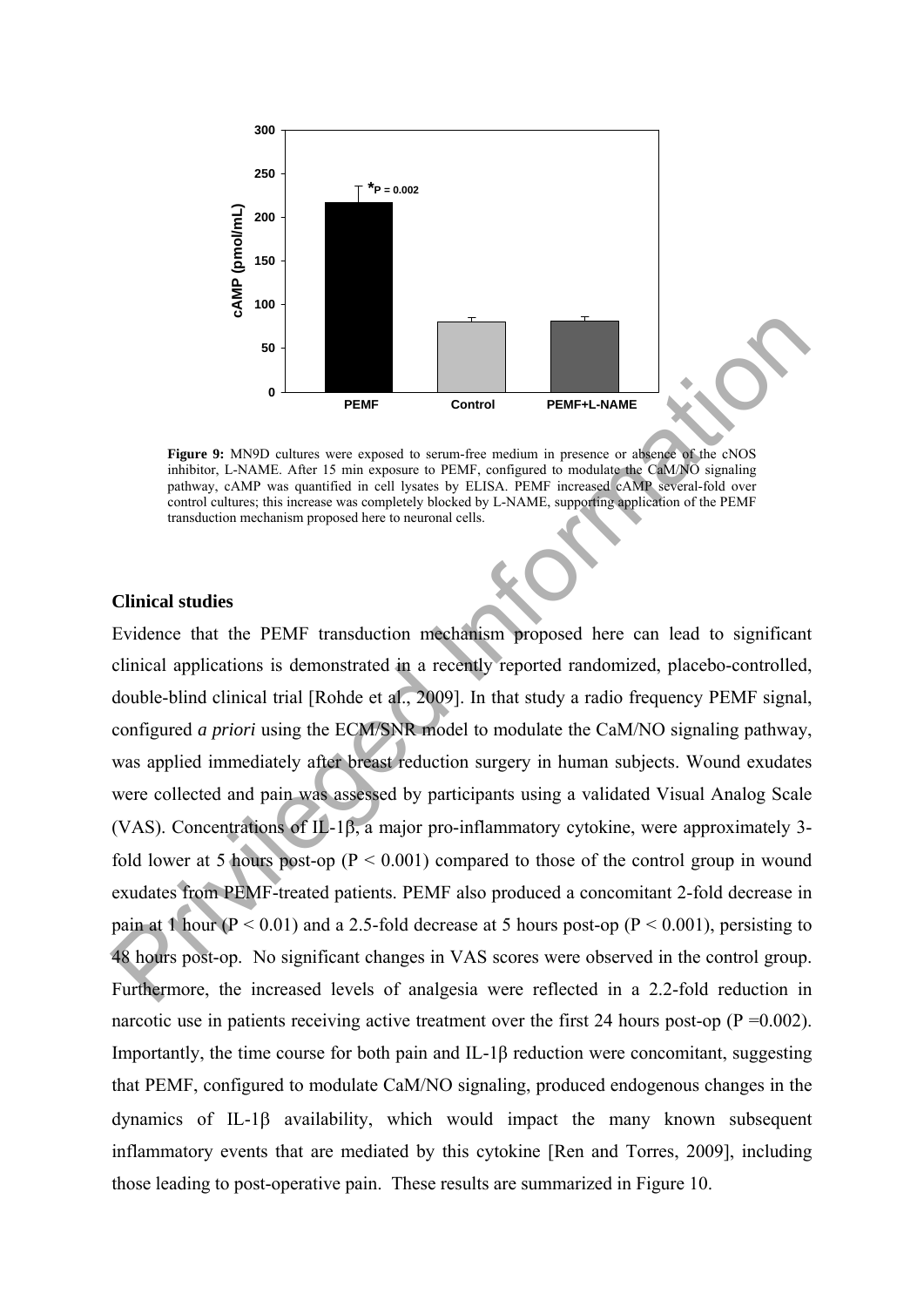**Figure 9:** MN9D cultures were exposed to serum-free medium in presence or absence of the cNOS inhibitor, L-NAME. After 15 min exposure to PEMF, configured to modulate the CaM/NO signaling pathway, cAMP was quantified in cell lysates by ELISA. PEMF increased cAMP several-fold over control cultures; this increase was completely blocked by L-NAME, supporting application of the PEMF transduction mechanism proposed here to neuronal cells.

### Clinical studies

Evidence that the PEMF transduction mechanism proposed here can lead to significant clinical applications is demonstrated in a recently reported randomized, placebo-controlled, double-blind clinical trial [Rohde et al., 2009]. In that study a radio frequency PEMF signal, configured *a priori* using the ECM/SNR model to modulate the CaM/NO signaling pathway, was applied immediately after breast reduction surgery in human subjects. Wound exudates were collected and pain was assessed by participants using a validated Visual Analog Scale (VAS). Concentrations of IL-1β, a major pro-inflammatory cytokine, were approximately 3-fold lower at 5 hours post-op ($P < 0.001$) compared to those of the control group in wound exudates from PEMF-treated patients. PEMF also produced a concomitant 2-fold decrease in pain at 1 hour ($P < 0.01$) and a 2.5-fold decrease at 5 hours post-op ($P < 0.001$), persisting to 48 hours post-op. No significant changes in VAS scores were observed in the control group. Furthermore, the increased levels of analgesia were reflected in a 2.2-fold reduction in narcotic use in patients receiving active treatment over the first 24 hours post-op ($P = 0.002$). Importantly, the time course for both pain and IL-1β reduction were concomitant, suggesting that PEMF, configured to modulate CaM/NO signaling, produced endogenous changes in the dynamics of IL-1β availability, which would impact the many known subsequent inflammatory events that are mediated by this cytokine [Ren and Torres, 2009], including those leading to post-operative pain. These results are summarized in Figure 10.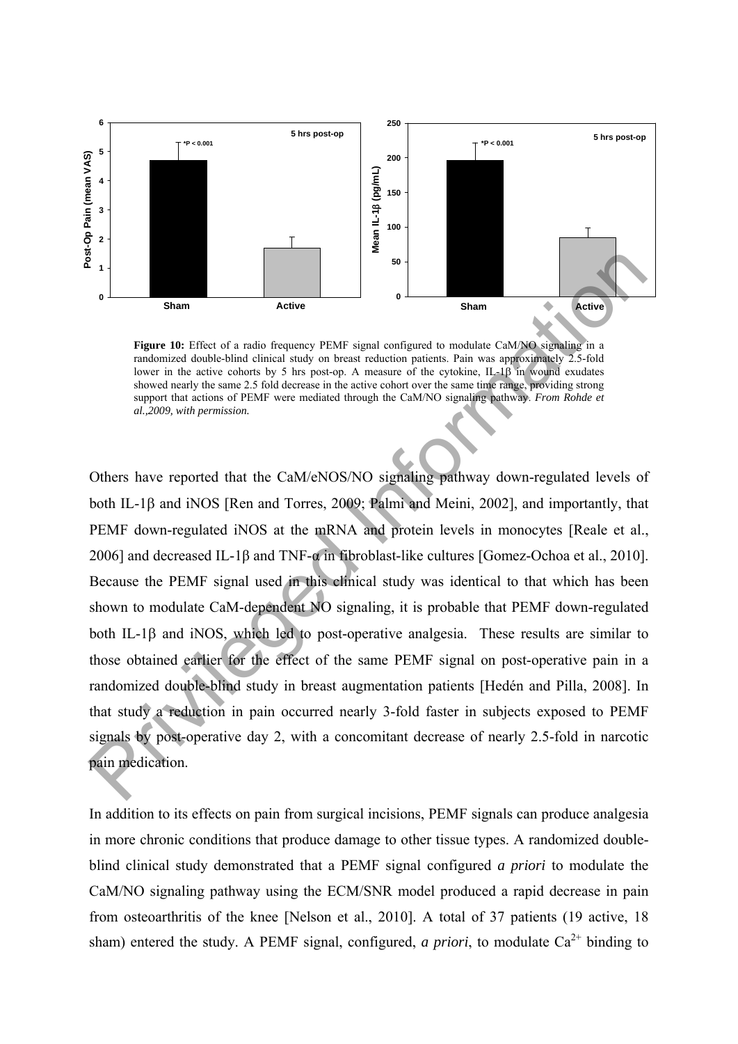**Figure 10:** Effect of a radio frequency PEMF signal configured to modulate CaM/NO signaling in a randomized double-blind clinical study on breast reduction patients. Pain was approximately 2.5-fold lower in the active cohorts by 5 hrs post-op. A measure of the cytokine, IL-1β in wound exudates showed nearly the same 2.5 fold decrease in the active cohort over the same time range, providing strong support that actions of PEMF were mediated through the CaM/NO signaling pathway. *From Rohde et al.,2009, with permission.*

Others have reported that the CaM/eNOS/NO signaling pathway down-regulated levels of both IL-1β and iNOS [Ren and Torres, 2009; Palmi and Meini, 2002], and importantly, that PEMF down-regulated iNOS at the mRNA and protein levels in monocytes [Reale et al., 2006] and decreased IL-1β and TNF-α in fibroblast-like cultures [Gomez-Ochoa et al., 2010]. Because the PEMF signal used in this clinical study was identical to that which has been shown to modulate CaM-dependent NO signaling, it is probable that PEMF down-regulated both IL-1β and iNOS, which led to post-operative analgesia. These results are similar to those obtained earlier for the effect of the same PEMF signal on post-operative pain in a randomized double-blind study in breast augmentation patients [Hedén and Pilla, 2008]. In that study a reduction in pain occurred nearly 3-fold faster in subjects exposed to PEMF signals by post-operative day 2, with a concomitant decrease of nearly 2.5-fold in narcotic pain medication.

In addition to its effects on pain from surgical incisions, PEMF signals can produce analgesia in more chronic conditions that produce damage to other tissue types. A randomized double-blind clinical study demonstrated that a PEMF signal configured *a priori* to modulate the CaM/NO signaling pathway using the ECM/SNR model produced a rapid decrease in pain from osteoarthritis of the knee [Nelson et al., 2010]. A total of 37 patients (19 active, 18 sham) entered the study. A PEMF signal, configured, *a priori*, to modulate $Ca^{2+}$ binding to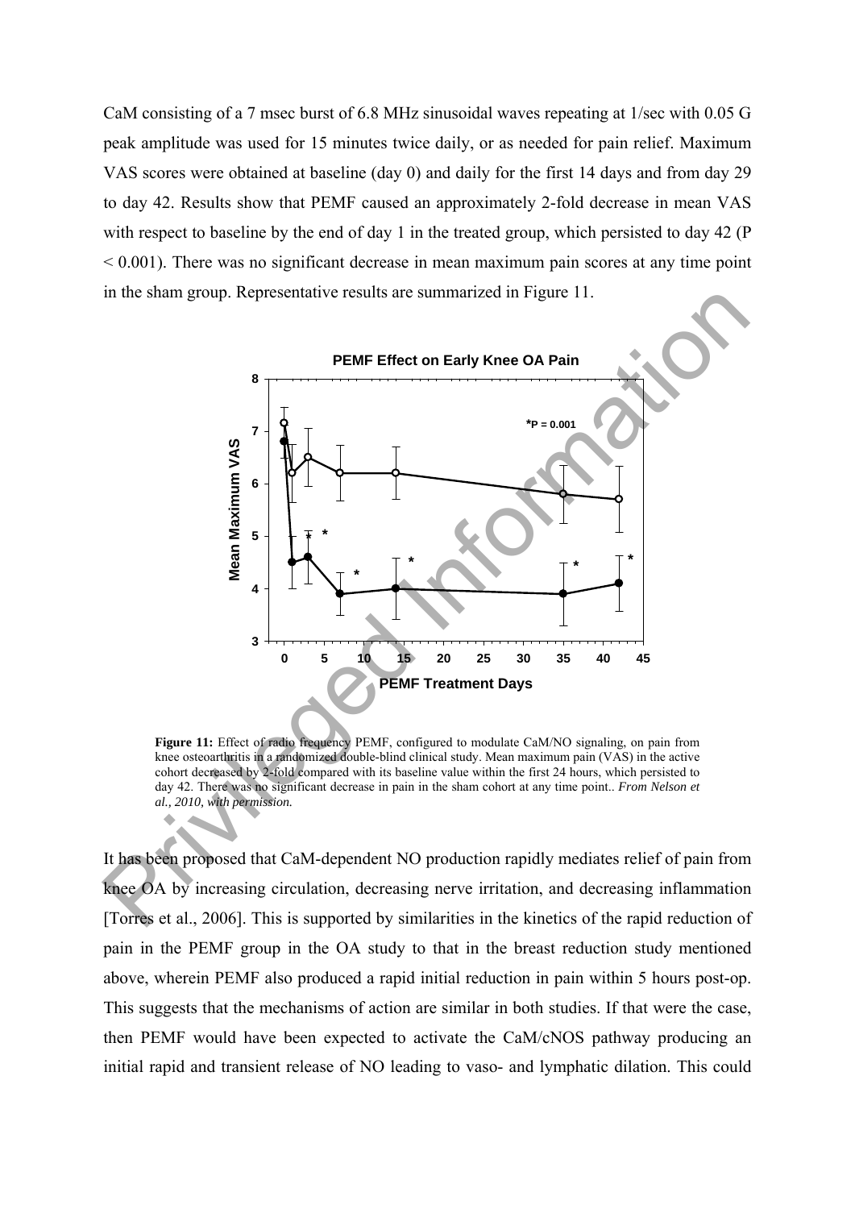CaM consisting of a 7 msec burst of 6.8 MHz sinusoidal waves repeating at 1/sec with 0.05 G peak amplitude was used for 15 minutes twice daily, or as needed for pain relief. Maximum VAS scores were obtained at baseline (day 0) and daily for the first 14 days and from day 29 to day 42. Results show that PEMF caused an approximately 2-fold decrease in mean VAS with respect to baseline by the end of day 1 in the treated group, which persisted to day 42 ($P < 0.001$). There was no significant decrease in mean maximum pain scores at any time point in the sham group. Representative results are summarized in Figure 11.

**Figure 11:** Effect of radio frequency PEMF, configured to modulate CaM/NO signaling, on pain from knee osteoarthritis in a randomized double-blind clinical study. Mean maximum pain (VAS) in the active cohort decreased by 2-fold compared with its baseline value within the first 24 hours, which persisted to day 42. There was no significant decrease in pain in the sham cohort at any time point.. *From Nelson et al., 2010, with permission.*

It has been proposed that CaM-dependent NO production rapidly mediates relief of pain from knee OA by increasing circulation, decreasing nerve irritation, and decreasing inflammation [Torres et al., 2006]. This is supported by similarities in the kinetics of the rapid reduction of pain in the PEMF group in the OA study to that in the breast reduction study mentioned above, wherein PEMF also produced a rapid initial reduction in pain within 5 hours post-op. This suggests that the mechanisms of action are similar in both studies. If that were the case, then PEMF would have been expected to activate the CaM/cNOS pathway producing an initial rapid and transient release of NO leading to vaso- and lymphatic dilation. This could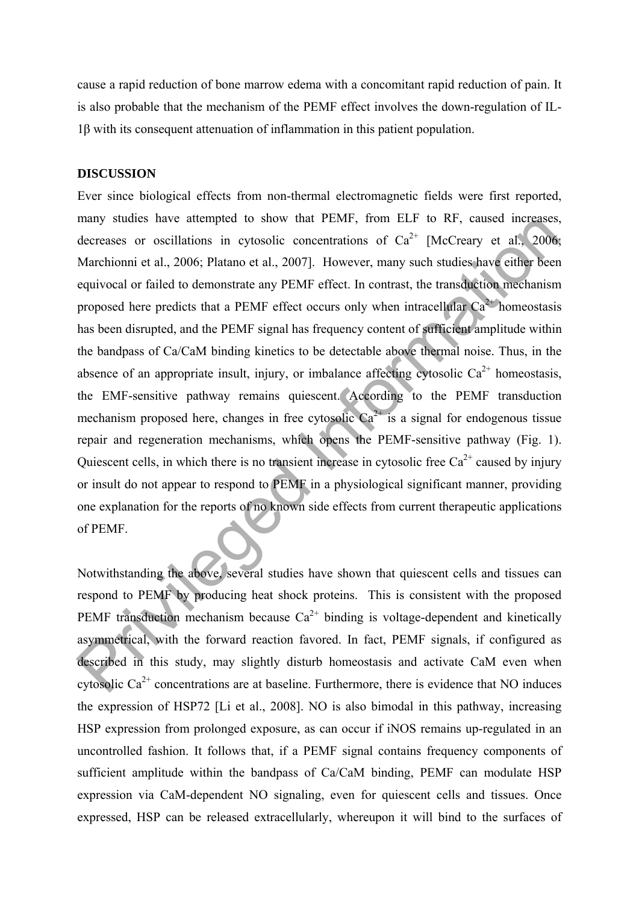cause a rapid reduction of bone marrow edema with a concomitant rapid reduction of pain. It is also probable that the mechanism of the PEMF effect involves the down-regulation of IL-1β with its consequent attenuation of inflammation in this patient population.

**DISCUSSION**

Ever since biological effects from non-thermal electromagnetic fields were first reported, many studies have attempted to show that PEMF, from ELF to RF, caused increases, decreases or oscillations in cytosolic concentrations of $Ca^{2+}$ [McCreary et al., 2006; Marchionni et al., 2006; Platano et al., 2007]. However, many such studies have either been equivocal or failed to demonstrate any PEMF effect. In contrast, the transduction mechanism proposed here predicts that a PEMF effect occurs only when intracellular $Ca^{2+}$ homeostasis has been disrupted, and the PEMF signal has frequency content of sufficient amplitude within the bandpass of Ca/CaM binding kinetics to be detectable above thermal noise. Thus, in the absence of an appropriate insult, injury, or imbalance affecting cytosolic $Ca^{2+}$ homeostasis, the EMF-sensitive pathway remains quiescent. According to the PEMF transduction mechanism proposed here, changes in free cytosolic $Ca^{2+}$ is a signal for endogenous tissue repair and regeneration mechanisms, which opens the PEMF-sensitive pathway (Fig. 1). Quiescent cells, in which there is no transient increase in cytosolic free $Ca^{2+}$ caused by injury or insult do not appear to respond to PEMF in a physiological significant manner, providing one explanation for the reports of no known side effects from current therapeutic applications of PEMF.

Notwithstanding the above, several studies have shown that quiescent cells and tissues can respond to PEMF by producing heat shock proteins. This is consistent with the proposed PEMF transduction mechanism because $Ca^{2+}$ binding is voltage-dependent and kinetically asymmetrical, with the forward reaction favored. In fact, PEMF signals, if configured as described in this study, may slightly disturb homeostasis and activate CaM even when cytosolic $Ca^{2+}$ concentrations are at baseline. Furthermore, there is evidence that NO induces the expression of HSP72 [Li et al., 2008]. NO is also bimodal in this pathway, increasing HSP expression from prolonged exposure, as can occur if iNOS remains up-regulated in an uncontrolled fashion. It follows that, if a PEMF signal contains frequency components of sufficient amplitude within the bandpass of Ca/CaM binding, PEMF can modulate HSP expression via CaM-dependent NO signaling, even for quiescent cells and tissues. Once expressed, HSP can be released extracellularly, whereupon it will bind to the surfaces of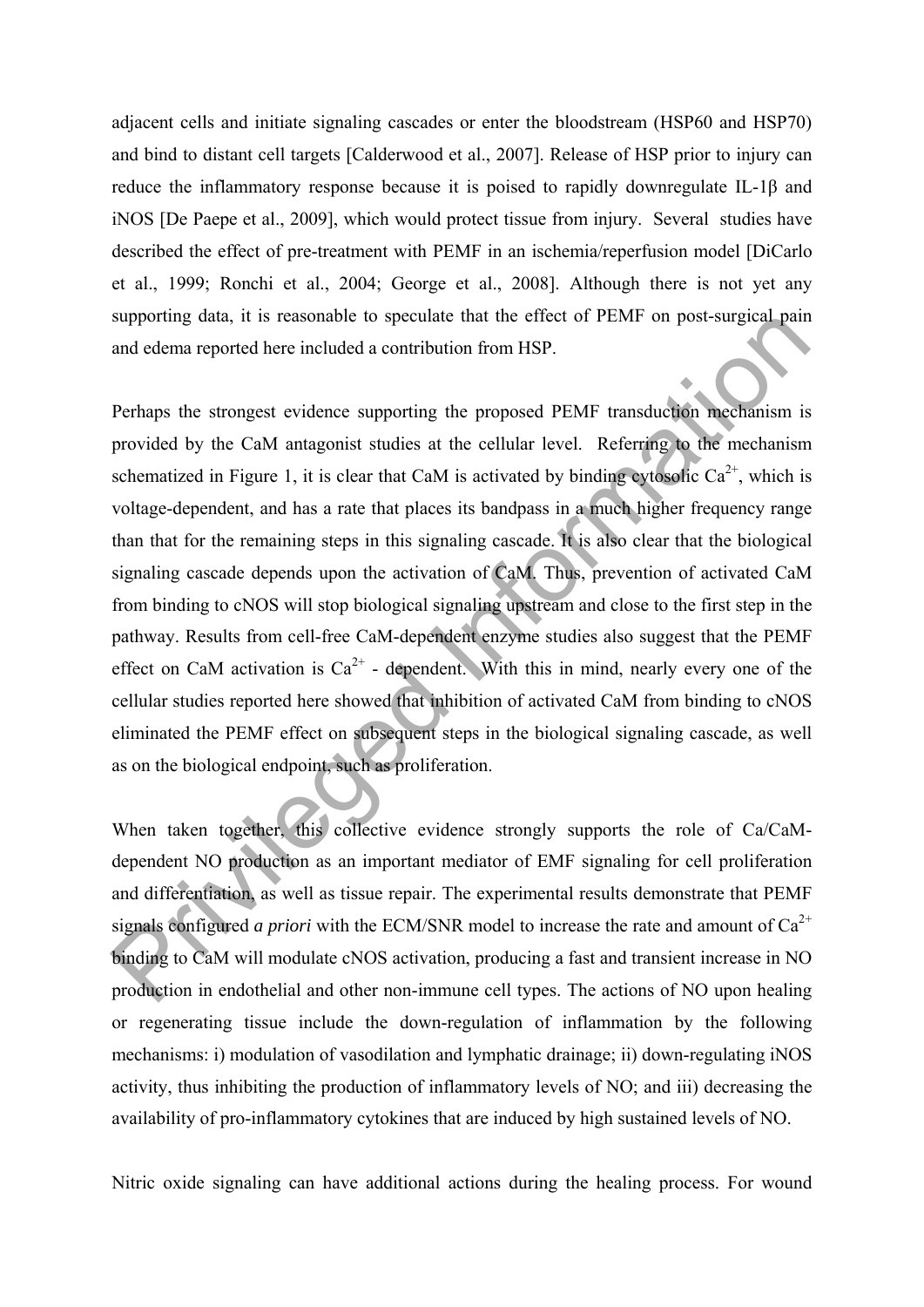adjacent cells and initiate signaling cascades or enter the bloodstream (HSP60 and HSP70) and bind to distant cell targets [Calderwood et al., 2007]. Release of HSP prior to injury can reduce the inflammatory response because it is poised to rapidly downregulate IL-1β and iNOS [De Paepe et al., 2009], which would protect tissue from injury. Several studies have described the effect of pre-treatment with PEMF in an ischemia/reperfusion model [DiCarlo et al., 1999; Ronchi et al., 2004; George et al., 2008]. Although there is not yet any supporting data, it is reasonable to speculate that the effect of PEMF on post-surgical pain and edema reported here included a contribution from HSP.

Perhaps the strongest evidence supporting the proposed PEMF transduction mechanism is provided by the CaM antagonist studies at the cellular level. Referring to the mechanism schematized in Figure 1, it is clear that CaM is activated by binding cytosolic $Ca^{2+}$, which is voltage-dependent, and has a rate that places its bandpass in a much higher frequency range than that for the remaining steps in this signaling cascade. It is also clear that the biological signaling cascade depends upon the activation of CaM. Thus, prevention of activated CaM from binding to cNOS will stop biological signaling upstream and close to the first step in the pathway. Results from cell-free CaM-dependent enzyme studies also suggest that the PEMF effect on CaM activation is $Ca^{2+}$ - dependent. With this in mind, nearly every one of the cellular studies reported here showed that inhibition of activated CaM from binding to cNOS eliminated the PEMF effect on subsequent steps in the biological signaling cascade, as well as on the biological endpoint, such as proliferation.

When taken together, this collective evidence strongly supports the role of Ca/CaM-dependent NO production as an important mediator of EMF signaling for cell proliferation and differentiation, as well as tissue repair. The experimental results demonstrate that PEMF signals configured *a priori* with the ECM/SNR model to increase the rate and amount of $Ca^{2+}$ binding to CaM will modulate cNOS activation, producing a fast and transient increase in NO production in endothelial and other non-immune cell types. The actions of NO upon healing or regenerating tissue include the down-regulation of inflammation by the following mechanisms: i) modulation of vasodilation and lymphatic drainage; ii) down-regulating iNOS activity, thus inhibiting the production of inflammatory levels of NO; and iii) decreasing the availability of pro-inflammatory cytokines that are induced by high sustained levels of NO.

Nitric oxide signaling can have additional actions during the healing process. For wound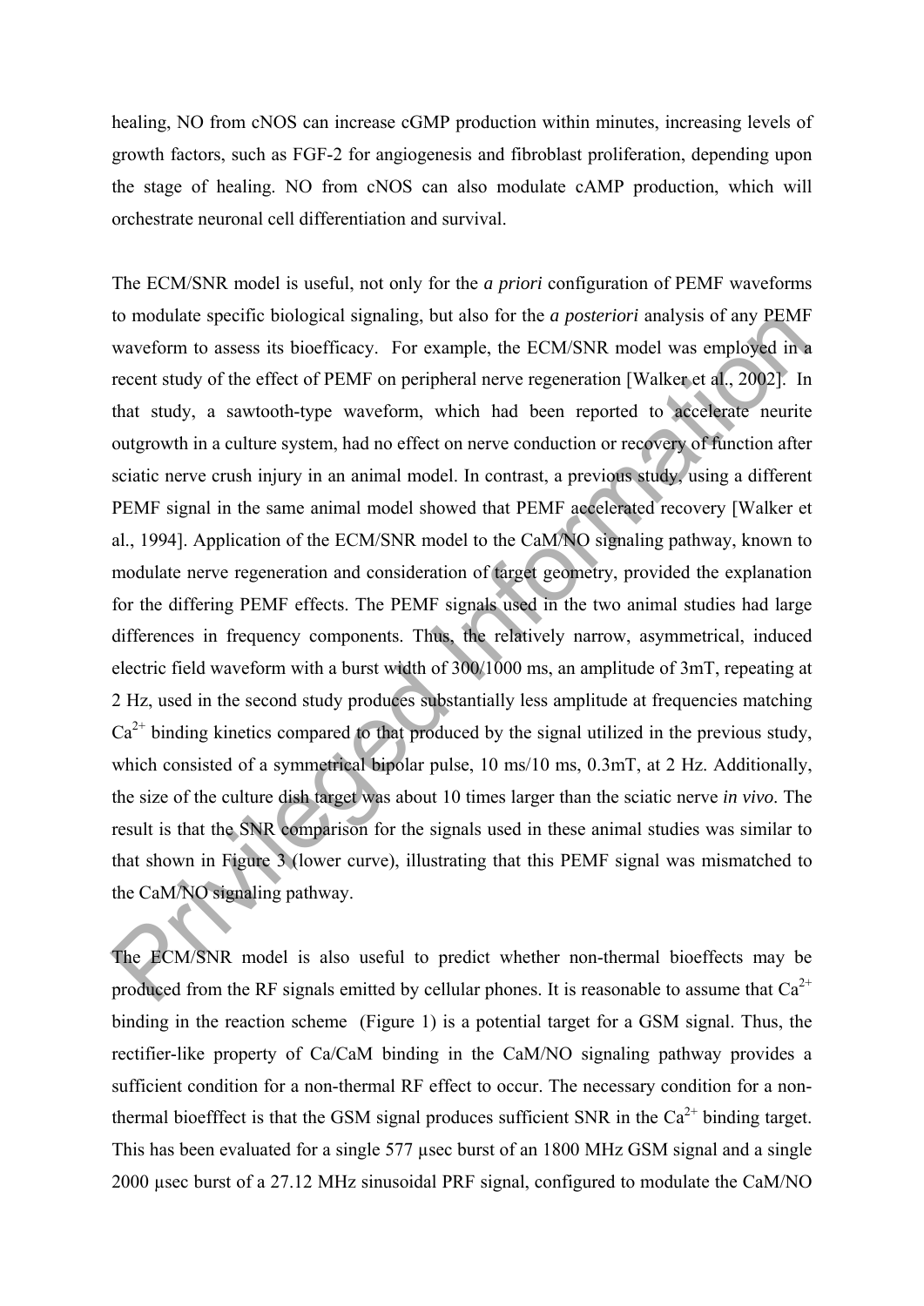healing, NO from cNOS can increase cGMP production within minutes, increasing levels of growth factors, such as FGF-2 for angiogenesis and fibroblast proliferation, depending upon the stage of healing. NO from cNOS can also modulate cAMP production, which will orchestrate neuronal cell differentiation and survival.

The ECM/SNR model is useful, not only for the *a priori* configuration of PEMF waveforms to modulate specific biological signaling, but also for the *a posteriori* analysis of any PEMF waveform to assess its bioefficacy. For example, the ECM/SNR model was employed in a recent study of the effect of PEMF on peripheral nerve regeneration [Walker et al., 2002]. In that study, a sawtooth-type waveform, which had been reported to accelerate neurite outgrowth in a culture system, had no effect on nerve conduction or recovery of function after sciatic nerve crush injury in an animal model. In contrast, a previous study, using a different PEMF signal in the same animal model showed that PEMF accelerated recovery [Walker et al., 1994]. Application of the ECM/SNR model to the CaM/NO signaling pathway, known to modulate nerve regeneration and consideration of target geometry, provided the explanation for the differing PEMF effects. The PEMF signals used in the two animal studies had large differences in frequency components. Thus, the relatively narrow, asymmetrical, induced electric field waveform with a burst width of 300/1000 ms, an amplitude of 3mT, repeating at 2 Hz, used in the second study produces substantially less amplitude at frequencies matching $Ca^{2+}$ binding kinetics compared to that produced by the signal utilized in the previous study, which consisted of a symmetrical bipolar pulse, 10 ms/10 ms, 0.3mT, at 2 Hz. Additionally, the size of the culture dish target was about 10 times larger than the sciatic nerve *in vivo*. The result is that the SNR comparison for the signals used in these animal studies was similar to that shown in Figure 3 (lower curve), illustrating that this PEMF signal was mismatched to the CaM/NO signaling pathway.

The ECM/SNR model is also useful to predict whether non-thermal bioeffects may be produced from the RF signals emitted by cellular phones. It is reasonable to assume that $Ca^{2+}$ binding in the reaction scheme (Figure 1) is a potential target for a GSM signal. Thus, the rectifier-like property of Ca/CaM binding in the CaM/NO signaling pathway provides a sufficient condition for a non-thermal RF effect to occur. The necessary condition for a non-thermal bioefffect is that the GSM signal produces sufficient SNR in the $Ca^{2+}$ binding target. This has been evaluated for a single 577 µsec burst of an 1800 MHz GSM signal and a single 2000 µsec burst of a 27.12 MHz sinusoidal PRF signal, configured to modulate the CaM/NO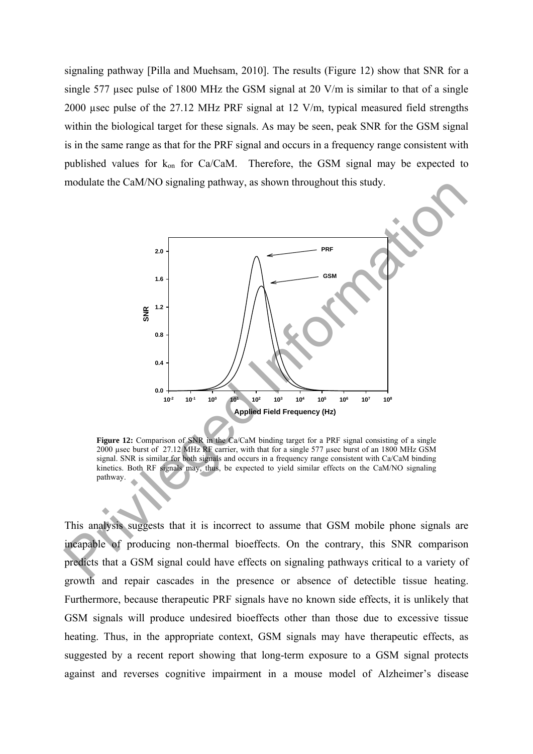signaling pathway [Pilla and Muehsam, 2010]. The results (Figure 12) show that SNR for a single 577 µsec pulse of 1800 MHz the GSM signal at 20 V/m is similar to that of a single 2000 µsec pulse of the 27.12 MHz PRF signal at 12 V/m, typical measured field strengths within the biological target for these signals. As may be seen, peak SNR for the GSM signal is in the same range as that for the PRF signal and occurs in a frequency range consistent with published values for $k_{on}$ for Ca/CaM. Therefore, the GSM signal may be expected to modulate the CaM/NO signaling pathway, as shown throughout this study.

**Figure 12:** Comparison of SNR in the Ca/CaM binding target for a PRF signal consisting of a single 2000 µsec burst of 27.12 MHz RF carrier, with that for a single 577 µsec burst of an 1800 MHz GSM signal. SNR is similar for both signals and occurs in a frequency range consistent with Ca/CaM binding kinetics. Both RF signals may, thus, be expected to yield similar effects on the CaM/NO signaling pathway.

This analysis suggests that it is incorrect to assume that GSM mobile phone signals are incapable of producing non-thermal bioeffects. On the contrary, this SNR comparison predicts that a GSM signal could have effects on signaling pathways critical to a variety of growth and repair cascades in the presence or absence of detectible tissue heating. Furthermore, because therapeutic PRF signals have no known side effects, it is unlikely that GSM signals will produce undesired bioeffects other than those due to excessive tissue heating. Thus, in the appropriate context, GSM signals may have therapeutic effects, as suggested by a recent report showing that long-term exposure to a GSM signal protects against and reverses cognitive impairment in a mouse model of Alzheimer's disease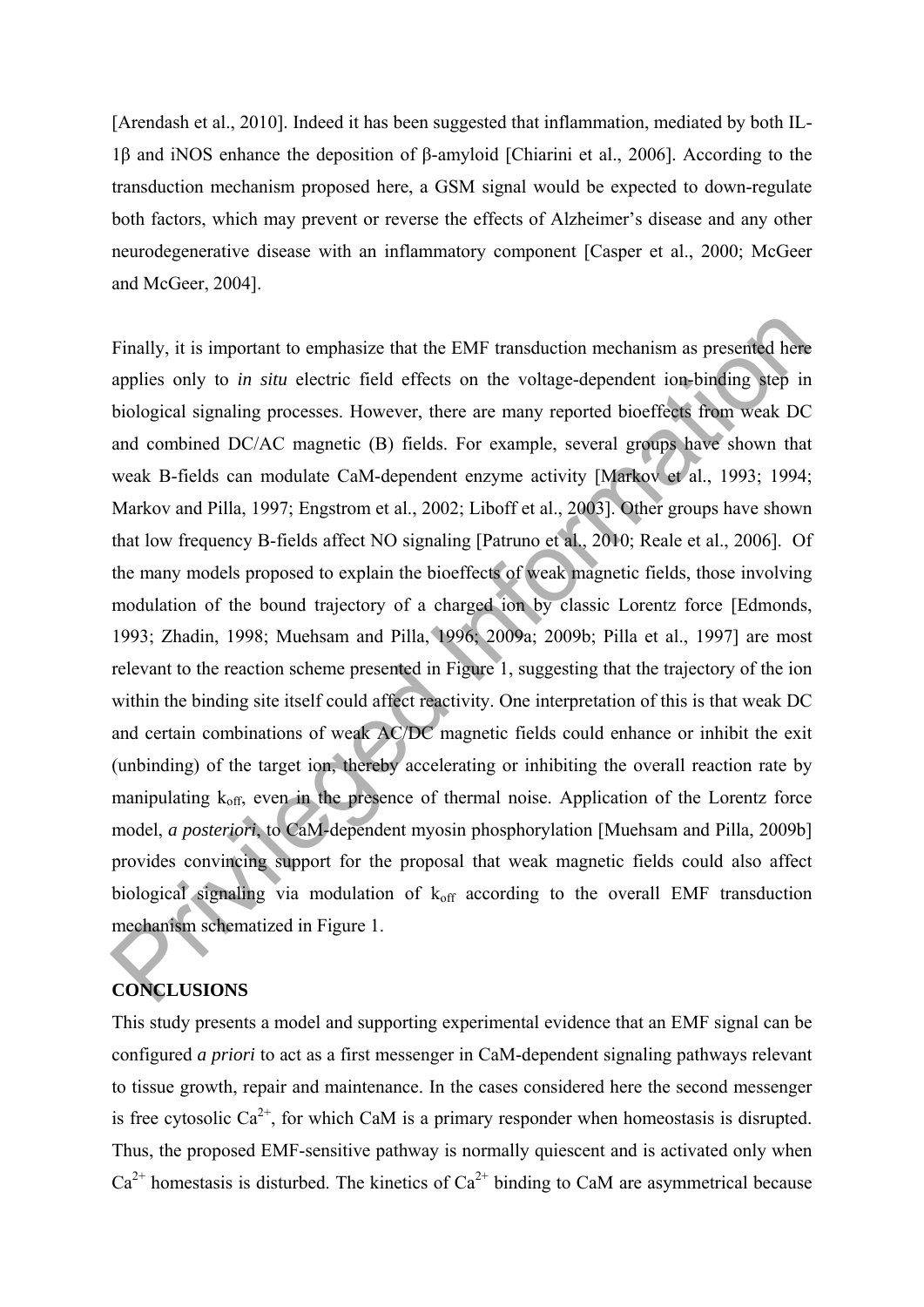[Arendash et al., 2010]. Indeed it has been suggested that inflammation, mediated by both IL-1β and iNOS enhance the deposition of β-amyloid [Chiarini et al., 2006]. According to the transduction mechanism proposed here, a GSM signal would be expected to down-regulate both factors, which may prevent or reverse the effects of Alzheimer's disease and any other neurodegenerative disease with an inflammatory component [Casper et al., 2000; McGeer and McGeer, 2004].

Finally, it is important to emphasize that the EMF transduction mechanism as presented here applies only to *in situ* electric field effects on the voltage-dependent ion-binding step in biological signaling processes. However, there are many reported bioeffects from weak DC and combined DC/AC magnetic (B) fields. For example, several groups have shown that weak B-fields can modulate CaM-dependent enzyme activity [Markov et al., 1993; 1994; Markov and Pilla, 1997; Engstrom et al., 2002; Liboff et al., 2003]. Other groups have shown that low frequency B-fields affect NO signaling [Patruno et al., 2010; Reale et al., 2006]. Of the many models proposed to explain the bioeffects of weak magnetic fields, those involving modulation of the bound trajectory of a charged ion by classic Lorentz force [Edmonds, 1993; Zhadin, 1998; Muehsam and Pilla, 1996; 2009a; 2009b; Pilla et al., 1997] are most relevant to the reaction scheme presented in Figure 1, suggesting that the trajectory of the ion within the binding site itself could affect reactivity. One interpretation of this is that weak DC and certain combinations of weak AC/DC magnetic fields could enhance or inhibit the exit (unbinding) of the target ion, thereby accelerating or inhibiting the overall reaction rate by manipulating $k_{off}$, even in the presence of thermal noise. Application of the Lorentz force model, *a posteriori*, to CaM-dependent myosin phosphorylation [Muehsam and Pilla, 2009b] provides convincing support for the proposal that weak magnetic fields could also affect biological signaling via modulation of $k_{off}$ according to the overall EMF transduction mechanism schematized in Figure 1.

## CONCLUSIONS

This study presents a model and supporting experimental evidence that an EMF signal can be configured *a priori* to act as a first messenger in CaM-dependent signaling pathways relevant to tissue growth, repair and maintenance. In the cases considered here the second messenger is free cytosolic $Ca^{2+}$, for which CaM is a primary responder when homeostasis is disrupted. Thus, the proposed EMF-sensitive pathway is normally quiescent and is activated only when $Ca^{2+}$ homeostasis is disturbed. The kinetics of $Ca^{2+}$ binding to CaM are asymmetrical because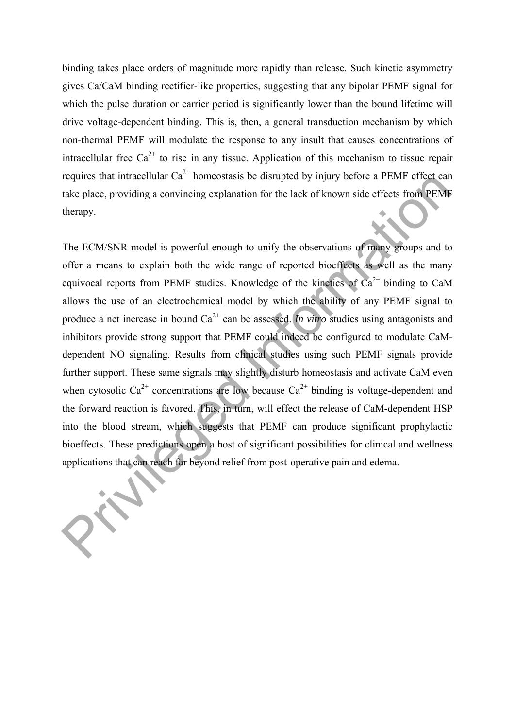binding takes place orders of magnitude more rapidly than release. Such kinetic asymmetry gives Ca/CaM binding rectifier-like properties, suggesting that any bipolar PEMF signal for which the pulse duration or carrier period is significantly lower than the bound lifetime will drive voltage-dependent binding. This is, then, a general transduction mechanism by which non-thermal PEMF will modulate the response to any insult that causes concentrations of intracellular free $Ca^{2+}$ to rise in any tissue. Application of this mechanism to tissue repair requires that intracellular $Ca^{2+}$ homeostasis be disrupted by injury before a PEMF effect can take place, providing a convincing explanation for the lack of known side effects from PEMF therapy.

The ECM/SNR model is powerful enough to unify the observations of many groups and to offer a means to explain both the wide range of reported bioeffects as well as the many equivocal reports from PEMF studies. Knowledge of the kinetics of $Ca^{2+}$ binding to CaM allows the use of an electrochemical model by which the ability of any PEMF signal to produce a net increase in bound $Ca^{2+}$ can be assessed. *In vitro* studies using antagonists and inhibitors provide strong support that PEMF could indeed be configured to modulate CaM-dependent NO signaling. Results from clinical studies using such PEMF signals provide further support. These same signals may slightly disturb homeostasis and activate CaM even when cytosolic $Ca^{2+}$ concentrations are low because $Ca^{2+}$ binding is voltage-dependent and the forward reaction is favored. This, in turn, will effect the release of CaM-dependent HSP into the blood stream, which suggests that PEMF can produce significant prophylactic bioeffects. These predictions open a host of significant possibilities for clinical and wellness applications that can reach far beyond relief from post-operative pain and edema.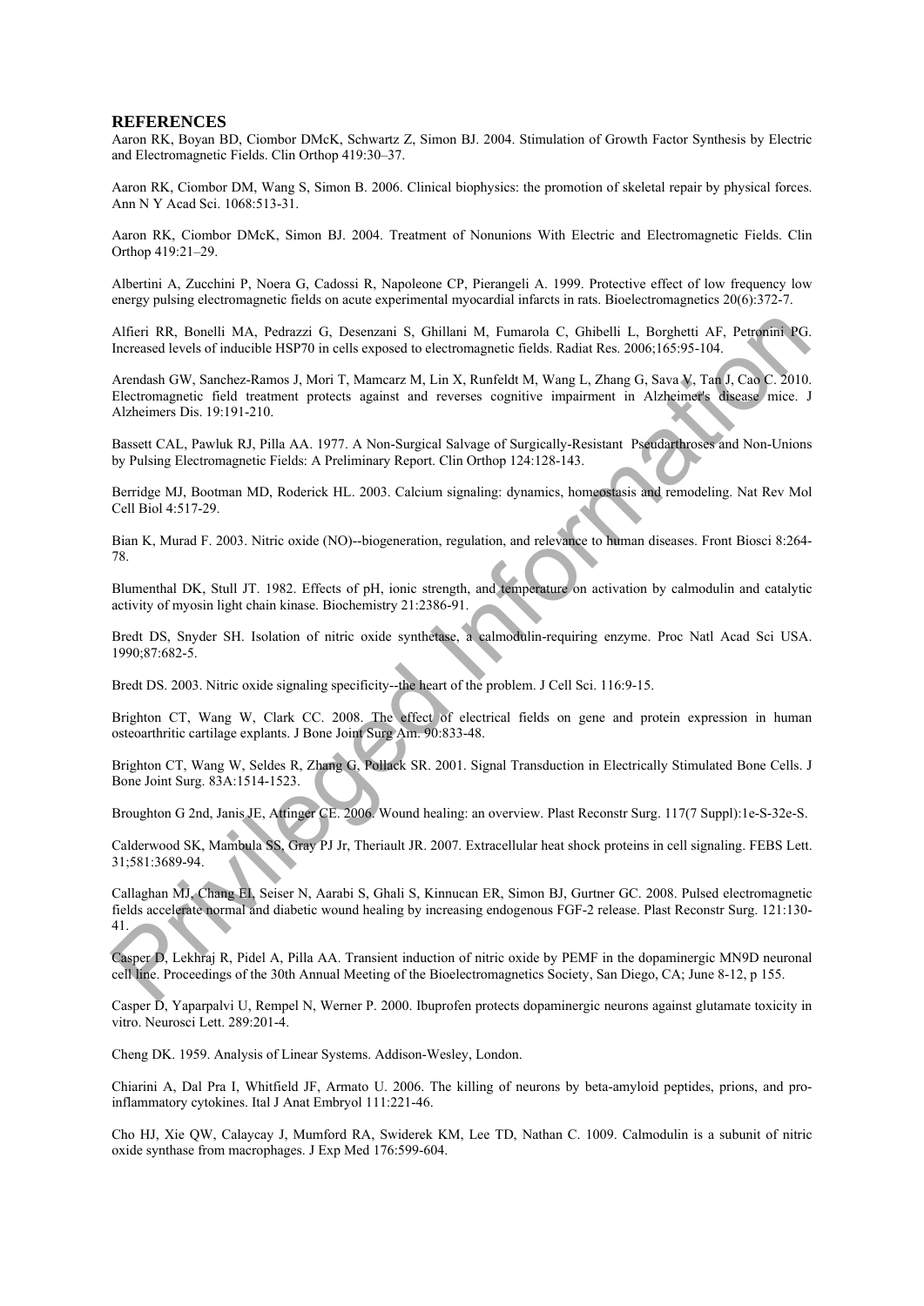## REFERENCES

Aaron RK, Boyan BD, Ciombor DMcK, Schwartz Z, Simon BJ. 2004. Stimulation of Growth Factor Synthesis by Electric and Electromagnetic Fields. Clin Orthop 419:30–37.

Aaron RK, Ciombor DM, Wang S, Simon B. 2006. Clinical biophysics: the promotion of skeletal repair by physical forces. Ann N Y Acad Sci. 1068:513-31.

Aaron RK, Ciombor DMcK, Simon BJ. 2004. Treatment of Nonunions With Electric and Electromagnetic Fields. Clin Orthop 419:21–29.

Albertini A, Zucchini P, Noera G, Cadossi R, Napoleone CP, Pierangeli A. 1999. Protective effect of low frequency low energy pulsing electromagnetic fields on acute experimental myocardial infarcts in rats. Bioelectromagnetics 20(6):372-7.

Alfieri RR, Bonelli MA, Pedrazzi G, Desenzani S, Ghillani M, Fumarola C, Ghibelli L, Borghetti AF, Petronini PG. Increased levels of inducible HSP70 in cells exposed to electromagnetic fields. Radiat Res. 2006;165:95-104.

Arendash GW, Sanchez-Ramos J, Mori T, Mamcarz M, Lin X, Runfeldt M, Wang L, Zhang G, Sava V, Tan J, Cao C. 2010. Electromagnetic field treatment protects against and reverses cognitive impairment in Alzheimer's disease mice. J Alzheimers Dis. 19:191-210.

Bassett CAL, Pawluk RJ, Pilla AA. 1977. A Non-Surgical Salvage of Surgically-Resistant Pseudarthroses and Non-Unions by Pulsing Electromagnetic Fields: A Preliminary Report. Clin Orthop 124:128-143.

Berridge MJ, Bootman MD, Roderick HL. 2003. Calcium signaling: dynamics, homeostasis and remodeling. Nat Rev Mol Cell Biol 4:517-29.

Bian K, Murad F. 2003. Nitric oxide (NO)--biogeneration, regulation, and relevance to human diseases. Front Biosci 8:264-78.

Blumenthal DK, Stull JT. 1982. Effects of pH, ionic strength, and temperature on activation by calmodulin and catalytic activity of myosin light chain kinase. Biochemistry 21:2386-91.

Bredt DS, Snyder SH. Isolation of nitric oxide synthetase, a calmodulin-requiring enzyme. Proc Natl Acad Sci USA. 1990;87:682-5.

Bredt DS. 2003. Nitric oxide signaling specificity--the heart of the problem. J Cell Sci. 116:9-15.

Brighton CT, Wang W, Clark CC. 2008. The effect of electrical fields on gene and protein expression in human osteoarthritic cartilage explants. J Bone Joint Surg Am. 90:833-48.

Brighton CT, Wang W, Seldes R, Zhang G, Pollack SR. 2001. Signal Transduction in Electrically Stimulated Bone Cells. J Bone Joint Surg. 83A:1514-1523.

Broughton G 2nd, Janis JE, Attinger CE. 2006. Wound healing: an overview. Plast Reconstr Surg. 117(7 Suppl):1e-S-32e-S.

Calderwood SK, Mambula SS, Gray PJ Jr, Theriault JR. 2007. Extracellular heat shock proteins in cell signaling. FEBS Lett. 31;581:3689-94.

Callaghan MJ, Chang EI, Seiser N, Aarabi S, Ghali S, Kinnucan ER, Simon BJ, Gurtner GC. 2008. Pulsed electromagnetic fields accelerate normal and diabetic wound healing by increasing endogenous FGF-2 release. Plast Reconstr Surg. 121:130-41.

Casper D, Lekhraj R, Pidel A, Pilla AA. Transient induction of nitric oxide by PEMF in the dopaminergic MN9D neuronal cell line. Proceedings of the 30th Annual Meeting of the Bioelectromagnetics Society, San Diego, CA; June 8-12, p 155.

Casper D, Yaparpalvi U, Rempel N, Werner P. 2000. Ibuprofen protects dopaminergic neurons against glutamate toxicity in vitro. Neurosci Lett. 289:201-4.

Cheng DK. 1959. Analysis of Linear Systems. Addison-Wesley, London.

Chiarini A, Dal Pra I, Whitfield JF, Armato U. 2006. The killing of neurons by beta-amyloid peptides, prions, and pro-inflammatory cytokines. Ital J Anat Embryol 111:221-46.

Cho HJ, Xie QW, Calaycay J, Mumford RA, Swiderek KM, Lee TD, Nathan C. 1009. Calmodulin is a subunit of nitric oxide synthase from macrophages. J Exp Med 176:599-604.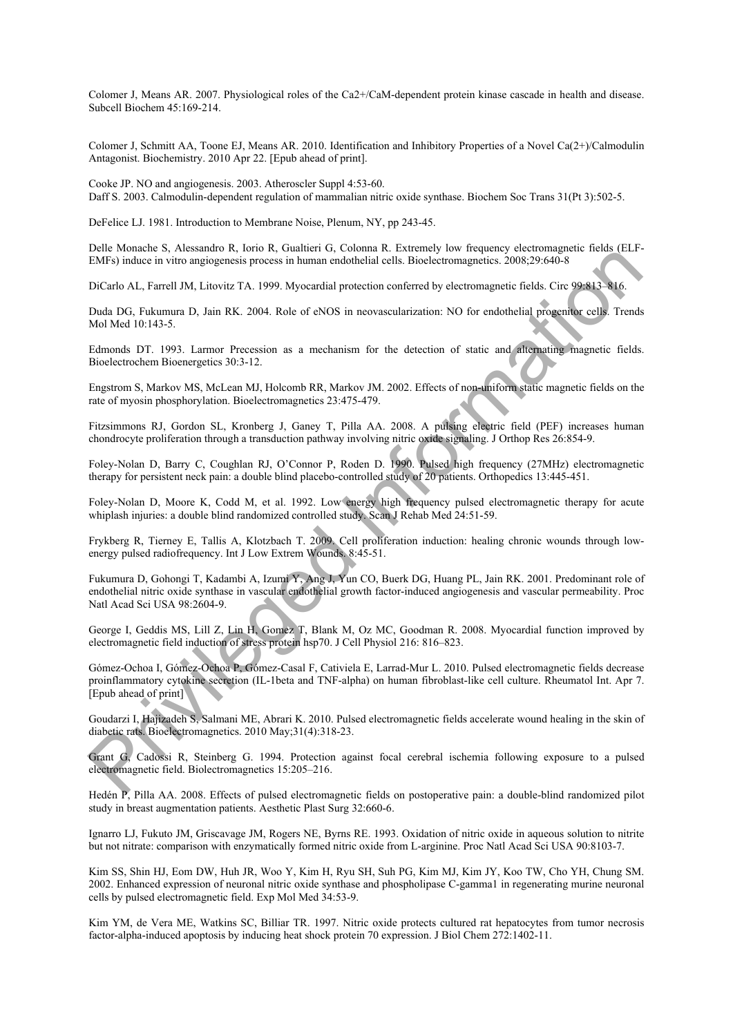Colomer J, Means AR. 2007. Physiological roles of the Ca2+/CaM-dependent protein kinase cascade in health and disease. Subcell Biochem 45:169-214.

Colomer J, Schmitt AA, Toone EJ, Means AR. 2010. Identification and Inhibitory Properties of a Novel Ca(2+)/Calmodulin Antagonist. Biochemistry. 2010 Apr 22. [Epub ahead of print].

Cooke JP. NO and angiogenesis. 2003. Atheroscler Suppl 4:53-60.
Daff S. 2003. Calmodulin-dependent regulation of mammalian nitric oxide synthase. Biochem Soc Trans 31(Pt 3):502-5.

DeFelice LJ. 1981. Introduction to Membrane Noise, Plenum, NY, pp 243-45.

Delle Monache S, Alessandro R, Iorio R, Gualtieri G, Colonna R. Extremely low frequency electromagnetic fields (ELF-EMFs) induce in vitro angiogenesis process in human endothelial cells. Bioelectromagnetics. 2008;29:640-8

DiCarlo AL, Farrell JM, Litovitz TA. 1999. Myocardial protection conferred by electromagnetic fields. Circ 99:813–816.

Duda DG, Fukumura D, Jain RK. 2004. Role of eNOS in neovascularization: NO for endothelial progenitor cells. Trends Mol Med 10:143-5.

Edmonds DT. 1993. Larmor Precession as a mechanism for the detection of static and alternating magnetic fields. Bioelectrochem Bioenergetics 30:3-12.

Engstrom S, Markov MS, McLean MJ, Holcomb RR, Markov JM. 2002. Effects of non-uniform static magnetic fields on the rate of myosin phosphorylation. Bioelectromagnetics 23:475-479.

Fitzsimmons RJ, Gordon SL, Kronberg J, Ganey T, Pilla AA. 2008. A pulsing electric field (PEF) increases human chondrocyte proliferation through a transduction pathway involving nitric oxide signaling. J Orthop Res 26:854-9.

Foley-Nolan D, Barry C, Coughlan RJ, O'Connor P, Roden D. 1990. Pulsed high frequency (27MHz) electromagnetic therapy for persistent neck pain: a double blind placebo-controlled study of 20 patients. Orthopedics 13:445-451.

Foley-Nolan D, Moore K, Codd M, et al. 1992. Low energy high frequency pulsed electromagnetic therapy for acute whiplash injuries: a double blind randomized controlled study. Scan J Rehab Med 24:51-59.

Frykberg R, Tierney E, Tallis A, Klotzbach T. 2009. Cell proliferation induction: healing chronic wounds through low-energy pulsed radiofrequency. Int J Low Extrem Wounds. 8:45-51.

Fukumura D, Gohongi T, Kadambi A, Izumi Y, Ang J, Yun CO, Buerk DG, Huang PL, Jain RK. 2001. Predominant role of endothelial nitric oxide synthase in vascular endothelial growth factor-induced angiogenesis and vascular permeability. Proc Natl Acad Sci USA 98:2604-9.

George I, Geddis MS, Lill Z, Lin H, Gomez T, Blank M, Oz MC, Goodman R. 2008. Myocardial function improved by electromagnetic field induction of stress protein hsp70. J Cell Physiol 216: 816–823.

Gómez-Ochoa I, Gómez-Ochoa P, Gómez-Casal F, Cativiela E, Larrad-Mur L. 2010. Pulsed electromagnetic fields decrease proinflammatory cytokine secretion (IL-1beta and TNF-alpha) on human fibroblast-like cell culture. Rheumatol Int. Apr 7. [Epub ahead of print]

Goudarzi I, Hajizadeh S, Salmani ME, Abrari K. 2010. Pulsed electromagnetic fields accelerate wound healing in the skin of diabetic rats. Bioelectromagnetics. 2010 May;31(4):318-23.

Grant G, Cadossi R, Steinberg G. 1994. Protection against focal cerebral ischemia following exposure to a pulsed electromagnetic field. Biolectromagnetics 15:205–216.

Hedén P, Pilla AA. 2008. Effects of pulsed electromagnetic fields on postoperative pain: a double-blind randomized pilot study in breast augmentation patients. Aesthetic Plast Surg 32:660-6.

Ignarro LJ, Fukuto JM, Griscavage JM, Rogers NE, Byrns RE. 1993. Oxidation of nitric oxide in aqueous solution to nitrite but not nitrate: comparison with enzymatically formed nitric oxide from L-arginine. Proc Natl Acad Sci USA 90:8103-7.

Kim SS, Shin HJ, Eom DW, Huh JR, Woo Y, Kim H, Ryu SH, Suh PG, Kim MJ, Kim JY, Koo TW, Cho YH, Chung SM. 2002. Enhanced expression of neuronal nitric oxide synthase and phospholipase C-gamma1 in regenerating murine neuronal cells by pulsed electromagnetic field. Exp Mol Med 34:53-9.

Kim YM, de Vera ME, Watkins SC, Billiar TR. 1997. Nitric oxide protects cultured rat hepatocytes from tumor necrosis factor-alpha-induced apoptosis by inducing heat shock protein 70 expression. J Biol Chem 272:1402-11.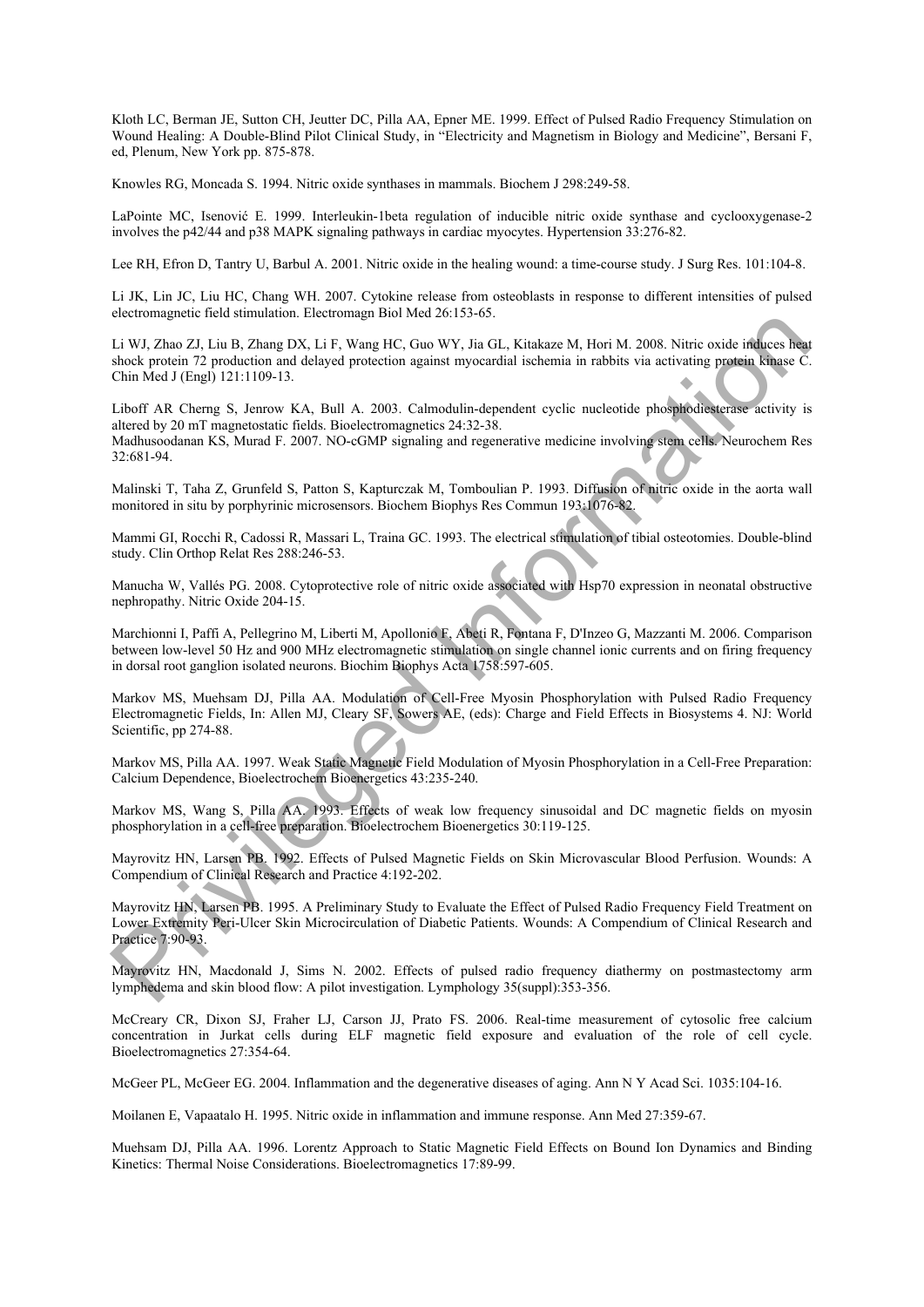Kloth LC, Berman JE, Sutton CH, Jeutter DC, Pilla AA, Epner ME. 1999. Effect of Pulsed Radio Frequency Stimulation on Wound Healing: A Double-Blind Pilot Clinical Study, in "Electricity and Magnetism in Biology and Medicine", Bersani F, ed, Plenum, New York pp. 875-878.

Knowles RG, Moncada S. 1994. Nitric oxide synthases in mammals. Biochem J 298:249-58.

LaPointe MC, Isenović E. 1999. Interleukin-1beta regulation of inducible nitric oxide synthase and cyclooxygenase-2 involves the p42/44 and p38 MAPK signaling pathways in cardiac myocytes. Hypertension 33:276-82.

Lee RH, Efron D, Tantry U, Barbul A. 2001. Nitric oxide in the healing wound: a time-course study. J Surg Res. 101:104-8.

Li JK, Lin JC, Liu HC, Chang WH. 2007. Cytokine release from osteoblasts in response to different intensities of pulsed electromagnetic field stimulation. Electromagn Biol Med 26:153-65.

Li WJ, Zhao ZJ, Liu B, Zhang DX, Li F, Wang HC, Guo WY, Jia GL, Kitakaze M, Hori M. 2008. Nitric oxide induces heat shock protein 72 production and delayed protection against myocardial ischemia in rabbits via activating protein kinase C. Chin Med J (Engl) 121:1109-13.

Liboff AR Cherng S, Jenrow KA, Bull A. 2003. Calmodulin-dependent cyclic nucleotide phosphodiesterase activity is altered by 20 mT magnetostatic fields. Bioelectromagnetics 24:32-38.

Madhusoodanan KS, Murad F. 2007. NO-cGMP signaling and regenerative medicine involving stem cells. Neurochem Res 32:681-94.

Malinski T, Taha Z, Grunfeld S, Patton S, Kapturczak M, Tomboulian P. 1993. Diffusion of nitric oxide in the aorta wall monitored in situ by porphyrinic microsensors. Biochem Biophys Res Commun 193:1076-82.

Mammi GI, Rocchi R, Cadossi R, Massari L, Traina GC. 1993. The electrical stimulation of tibial osteotomies. Double-blind study. Clin Orthop Relat Res 288:246-53.

Manucha W, Vallés PG. 2008. Cytoprotective role of nitric oxide associated with Hsp70 expression in neonatal obstructive nephropathy. Nitric Oxide 204-15.

Marchionni I, Paffi A, Pellegrino M, Liberti M, Apollonio F, Abeti R, Fontana F, D'Inzeo G, Mazzanti M. 2006. Comparison between low-level 50 Hz and 900 MHz electromagnetic stimulation on single channel ionic currents and on firing frequency in dorsal root ganglion isolated neurons. Biochim Biophys Acta 1758:597-605.

Markov MS, Muehsam DJ, Pilla AA. Modulation of Cell-Free Myosin Phosphorylation with Pulsed Radio Frequency Electromagnetic Fields, In: Allen MJ, Cleary SF, Sowers AE, (eds): Charge and Field Effects in Biosystems 4. NJ: World Scientific, pp 274-88.

Markov MS, Pilla AA. 1997. Weak Static Magnetic Field Modulation of Myosin Phosphorylation in a Cell-Free Preparation: Calcium Dependence, Bioelectrochem Bioenergetics 43:235-240.

Markov MS, Wang S, Pilla AA. 1993. Effects of weak low frequency sinusoidal and DC magnetic fields on myosin phosphorylation in a cell-free preparation. Bioelectrochem Bioenergetics 30:119-125.

Mayrovitz HN, Larsen PB. 1992. Effects of Pulsed Magnetic Fields on Skin Microvascular Blood Perfusion. Wounds: A Compendium of Clinical Research and Practice 4:192-202.

Mayrovitz HN, Larsen PB. 1995. A Preliminary Study to Evaluate the Effect of Pulsed Radio Frequency Field Treatment on Lower Extremity Peri-Ulcer Skin Microcirculation of Diabetic Patients. Wounds: A Compendium of Clinical Research and Practice 7:90-93.

Mayrovitz HN, Macdonald J, Sims N. 2002. Effects of pulsed radio frequency diathermy on postmastectomy arm lymphedema and skin blood flow: A pilot investigation. Lymphology 35(suppl):353-356.

McCreary CR, Dixon SJ, Fraher LJ, Carson JJ, Prato FS. 2006. Real-time measurement of cytosolic free calcium concentration in Jurkat cells during ELF magnetic field exposure and evaluation of the role of cell cycle. Bioelectromagnetics 27:354-64.

McGeer PL, McGeer EG. 2004. Inflammation and the degenerative diseases of aging. Ann N Y Acad Sci. 1035:104-16.

Moilanen E, Vapaatalo H. 1995. Nitric oxide in inflammation and immune response. Ann Med 27:359-67.

Muehsam DJ, Pilla AA. 1996. Lorentz Approach to Static Magnetic Field Effects on Bound Ion Dynamics and Binding Kinetics: Thermal Noise Considerations. Bioelectromagnetics 17:89-99.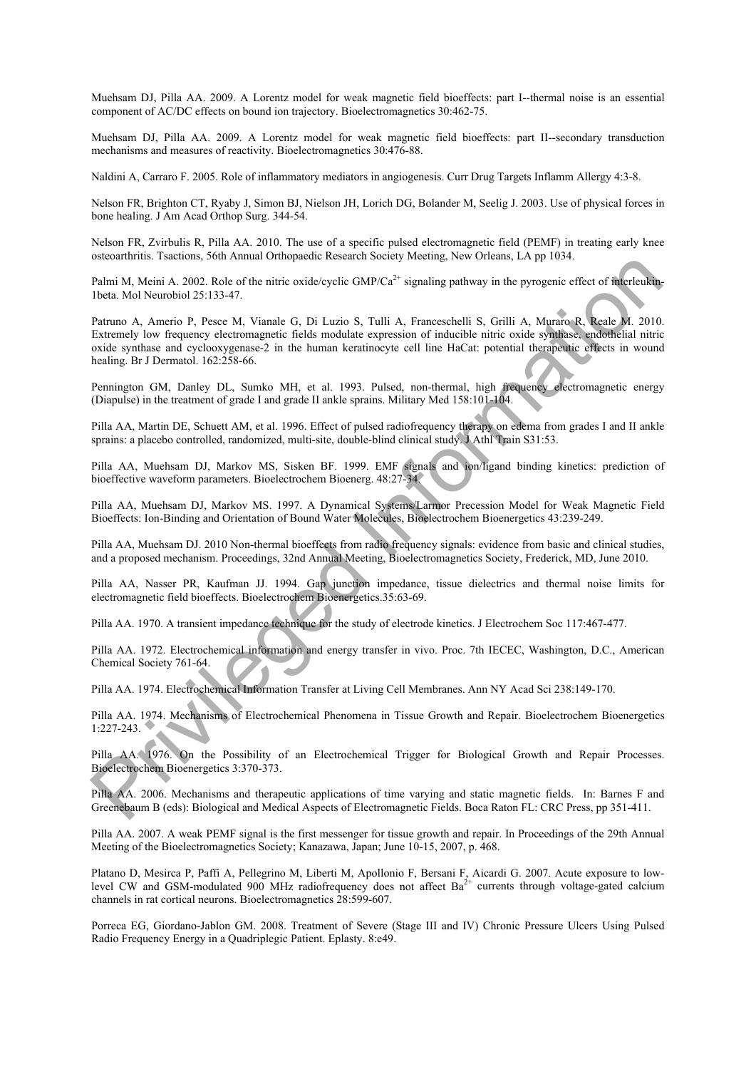Muehsam DJ, Pilla AA. 2009. A Lorentz model for weak magnetic field bioeffects: part I--thermal noise is an essential component of AC/DC effects on bound ion trajectory. Bioelectromagnetics 30:462-75.

Muehsam DJ, Pilla AA. 2009. A Lorentz model for weak magnetic field bioeffects: part II--secondary transduction mechanisms and measures of reactivity. Bioelectromagnetics 30:476-88.

Naldini A, Carraro F. 2005. Role of inflammatory mediators in angiogenesis. Curr Drug Targets Inflamm Allergy 4:3-8.

Nelson FR, Brighton CT, Ryaby J, Simon BJ, Nielson JH, Lorich DG, Bolander M, Seelig J. 2003. Use of physical forces in bone healing. J Am Acad Orthop Surg. 344-54.

Nelson FR, Zvirbulis R, Pilla AA. 2010. The use of a specific pulsed electromagnetic field (PEMF) in treating early knee osteoarthritis. Tsactions, 56th Annual Orthopaedic Research Society Meeting, New Orleans, LA pp 1034.

Palmi M, Meini A. 2002. Role of the nitric oxide/cyclic GMP/$Ca^{2+}$ signaling pathway in the pyrogenic effect of interleukin-1beta. Mol Neurobiol 25:133-47.

Patruno A, Amerio P, Pesce M, Vianale G, Di Luzio S, Tulli A, Franceschelli S, Grilli A, Muraro R, Reale M. 2010. Extremely low frequency electromagnetic fields modulate expression of inducible nitric oxide synthase, endothelial nitric oxide synthase and cyclooxygenase-2 in the human keratinocyte cell line HaCat: potential therapeutic effects in wound healing. Br J Dermatol. 162:258-66.

Pennington GM, Danley DL, Sumko MH, et al. 1993. Pulsed, non-thermal, high frequency electromagnetic energy (Diapulse) in the treatment of grade I and grade II ankle sprains. Military Med 158:101-104.

Pilla AA, Martin DE, Schuett AM, et al. 1996. Effect of pulsed radiofrequency therapy on edema from grades I and II ankle sprains: a placebo controlled, randomized, multi-site, double-blind clinical study. J Athl Train S31:53.

Pilla AA, Muehsam DJ, Markov MS, Sisken BF. 1999. EMF signals and ion/ligand binding kinetics: prediction of bioeffective waveform parameters. Bioelectrochem Bioenerg. 48:27-34.

Pilla AA, Muehsam DJ, Markov MS. 1997. A Dynamical Systems/Larmor Precession Model for Weak Magnetic Field Bioeffects: Ion-Binding and Orientation of Bound Water Molecules, Bioelectrochem Bioenergetics 43:239-249.

Pilla AA, Muehsam DJ. 2010 Non-thermal bioeffects from radio frequency signals: evidence from basic and clinical studies, and a proposed mechanism. Proceedings, 32nd Annual Meeting, Bioelectromagnetics Society, Frederick, MD, June 2010.

Pilla AA, Nasser PR, Kaufman JJ. 1994. Gap junction impedance, tissue dielectrics and thermal noise limits for electromagnetic field bioeffects. Bioelectrochem Bioenergetics.35:63-69.

Pilla AA. 1970. A transient impedance technique for the study of electrode kinetics. J Electrochem Soc 117:467-477.

Pilla AA. 1972. Electrochemical information and energy transfer in vivo. Proc. 7th IECEC, Washington, D.C., American Chemical Society 761-64.

Pilla AA. 1974. Electrochemical Information Transfer at Living Cell Membranes. Ann NY Acad Sci 238:149-170.

Pilla AA. 1974. Mechanisms of Electrochemical Phenomena in Tissue Growth and Repair. Bioelectrochem Bioenergetics 1:227-243.

Pilla AA. 1976. On the Possibility of an Electrochemical Trigger for Biological Growth and Repair Processes. Bioelectrochem Bioenergetics 3:370-373.

Pilla AA. 2006. Mechanisms and therapeutic applications of time varying and static magnetic fields. In: Barnes F and Greenebaum B (eds): Biological and Medical Aspects of Electromagnetic Fields. Boca Raton FL: CRC Press, pp 351-411.

Pilla AA. 2007. A weak PEMF signal is the first messenger for tissue growth and repair. In Proceedings of the 29th Annual Meeting of the Bioelectromagnetics Society; Kanazawa, Japan; June 10-15, 2007, p. 468.

Platano D, Mesirca P, Paffi A, Pellegrino M, Liberti M, Apollonio F, Bersani F, Aicardi G. 2007. Acute exposure to low-level CW and GSM-modulated 900 MHz radiofrequency does not affect $Ba^{2+}$ currents through voltage-gated calcium channels in rat cortical neurons. Bioelectromagnetics 28:599-607.

Porreca EG, Giordano-Jablon GM. 2008. Treatment of Severe (Stage III and IV) Chronic Pressure Ulcers Using Pulsed Radio Frequency Energy in a Quadriplegic Patient. Eplasty. 8:e49.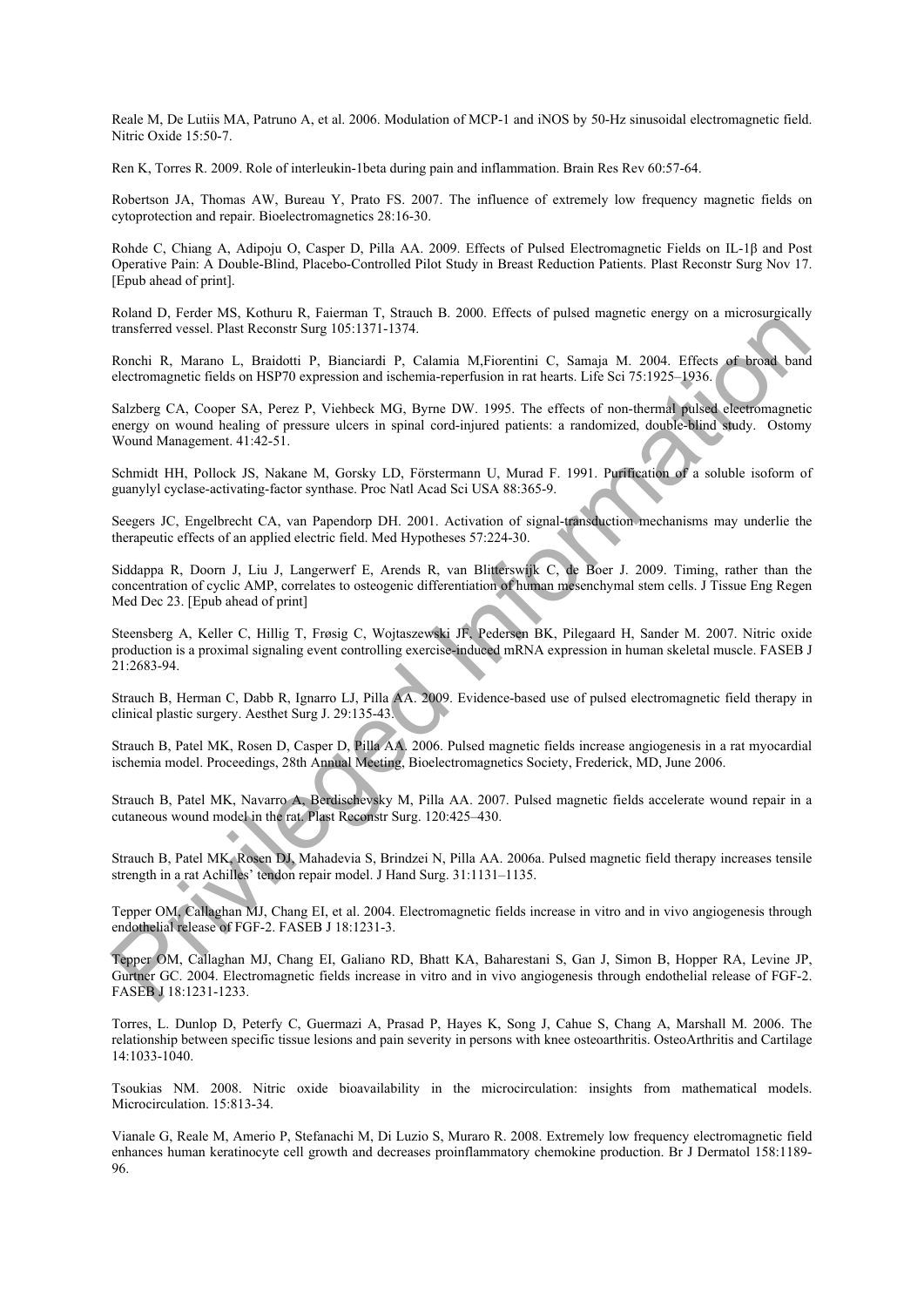Reale M, De Lutiis MA, Patruno A, et al. 2006. Modulation of MCP-1 and iNOS by 50-Hz sinusoidal electromagnetic field. Nitric Oxide 15:50-7.

Ren K, Torres R. 2009. Role of interleukin-1beta during pain and inflammation. Brain Res Rev 60:57-64.

Robertson JA, Thomas AW, Bureau Y, Prato FS. 2007. The influence of extremely low frequency magnetic fields on cytoprotection and repair. Bioelectromagnetics 28:16-30.

Rohde C, Chiang A, Adipoju O, Casper D, Pilla AA. 2009. Effects of Pulsed Electromagnetic Fields on IL-1β and Post Operative Pain: A Double-Blind, Placebo-Controlled Pilot Study in Breast Reduction Patients. Plast Reconstr Surg Nov 17. [Epub ahead of print].

Roland D, Ferder MS, Kothuru R, Faierman T, Strauch B. 2000. Effects of pulsed magnetic energy on a microsurgically transferred vessel. Plast Reconstr Surg 105:1371-1374.

Ronchi R, Marano L, Braidotti P, Bianciardi P, Calamia M,Fiorentini C, Samaja M. 2004. Effects of broad band electromagnetic fields on HSP70 expression and ischemia-reperfusion in rat hearts. Life Sci 75:1925–1936.

Salzberg CA, Cooper SA, Perez P, Viehbeck MG, Byrne DW. 1995. The effects of non-thermal pulsed electromagnetic energy on wound healing of pressure ulcers in spinal cord-injured patients: a randomized, double-blind study. Ostomy Wound Management. 41:42-51.

Schmidt HH, Pollock JS, Nakane M, Gorsky LD, Förstermann U, Murad F. 1991. Purification of a soluble isoform of guanylyl cyclase-activating-factor synthase. Proc Natl Acad Sci USA 88:365-9.

Seegers JC, Engelbrecht CA, van Papendorp DH. 2001. Activation of signal-transduction mechanisms may underlie the therapeutic effects of an applied electric field. Med Hypotheses 57:224-30.

Siddappa R, Doorn J, Liu J, Langerwerf E, Arends R, van Blitterswijk C, de Boer J. 2009. Timing, rather than the concentration of cyclic AMP, correlates to osteogenic differentiation of human mesenchymal stem cells. J Tissue Eng Regen Med Dec 23. [Epub ahead of print]

Steensberg A, Keller C, Hillig T, Frøsig C, Wojtaszewski JF, Pedersen BK, Pilegaard H, Sander M. 2007. Nitric oxide production is a proximal signaling event controlling exercise-induced mRNA expression in human skeletal muscle. FASEB J 21:2683-94.

Strauch B, Herman C, Dabb R, Ignarro LJ, Pilla AA. 2009. Evidence-based use of pulsed electromagnetic field therapy in clinical plastic surgery. Aesthet Surg J. 29:135-43.

Strauch B, Patel MK, Rosen D, Casper D, Pilla AA. 2006. Pulsed magnetic fields increase angiogenesis in a rat myocardial ischemia model. Proceedings, 28th Annual Meeting, Bioelectromagnetics Society, Frederick, MD, June 2006.

Strauch B, Patel MK, Navarro A, Berdischevsky M, Pilla AA. 2007. Pulsed magnetic fields accelerate wound repair in a cutaneous wound model in the rat. Plast Reconstr Surg. 120:425–430.

Strauch B, Patel MK, Rosen DJ, Mahadevia S, Brindzei N, Pilla AA. 2006a. Pulsed magnetic field therapy increases tensile strength in a rat Achilles' tendon repair model. J Hand Surg. 31:1131–1135.

Tepper OM, Callaghan MJ, Chang EI, et al. 2004. Electromagnetic fields increase in vitro and in vivo angiogenesis through endothelial release of FGF-2. FASEB J 18:1231-3.

Tepper OM, Callaghan MJ, Chang EI, Galiano RD, Bhatt KA, Baharestani S, Gan J, Simon B, Hopper RA, Levine JP, Gurtner GC. 2004. Electromagnetic fields increase in vitro and in vivo angiogenesis through endothelial release of FGF-2. FASEB J 18:1231-1233.

Torres, L. Dunlop D, Peterfy C, Guermazi A, Prasad P, Hayes K, Song J, Cahue S, Chang A, Marshall M. 2006. The relationship between specific tissue lesions and pain severity in persons with knee osteoarthritis. OsteoArthritis and Cartilage 14:1033-1040.

Tsoukias NM. 2008. Nitric oxide bioavailability in the microcirculation: insights from mathematical models. Microcirculation. 15:813-34.

Vianale G, Reale M, Amerio P, Stefanachi M, Di Luzio S, Muraro R. 2008. Extremely low frequency electromagnetic field enhances human keratinocyte cell growth and decreases proinflammatory chemokine production. Br J Dermatol 158:1189-96.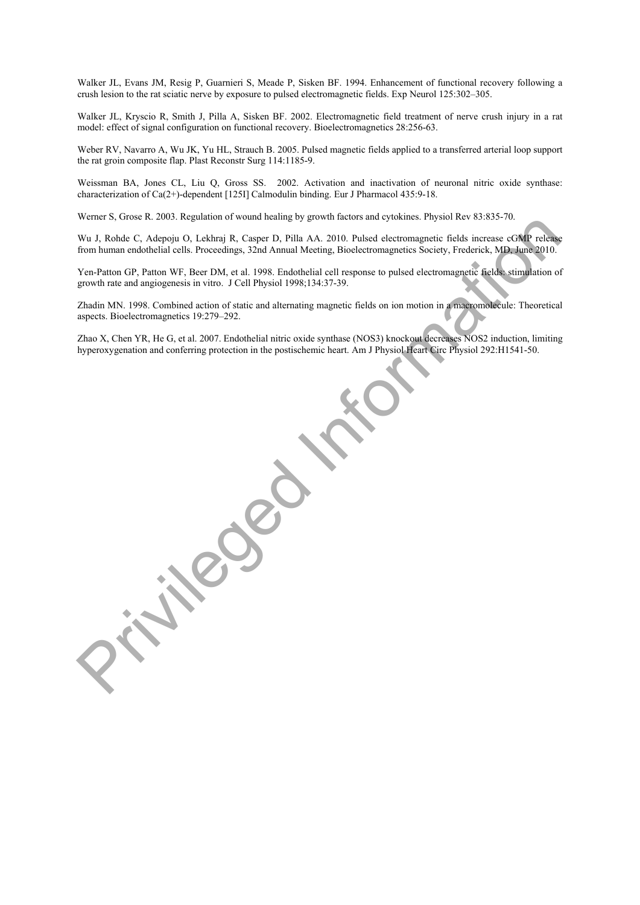Walker JL, Evans JM, Resig P, Guarnieri S, Meade P, Sisken BF. 1994. Enhancement of functional recovery following a crush lesion to the rat sciatic nerve by exposure to pulsed electromagnetic fields. Exp Neurol 125:302–305.

Walker JL, Kryscio R, Smith J, Pilla A, Sisken BF. 2002. Electromagnetic field treatment of nerve crush injury in a rat model: effect of signal configuration on functional recovery. Bioelectromagnetics 28:256-63.

Weber RV, Navarro A, Wu JK, Yu HL, Strauch B. 2005. Pulsed magnetic fields applied to a transferred arterial loop support the rat groin composite flap. Plast Reconstr Surg 114:1185-9.

Weissman BA, Jones CL, Liu Q, Gross SS. 2002. Activation and inactivation of neuronal nitric oxide synthase: characterization of Ca(2+)-dependent [125I] Calmodulin binding. Eur J Pharmacol 435:9-18.

Werner S, Grose R. 2003. Regulation of wound healing by growth factors and cytokines. Physiol Rev 83:835-70.

Wu J, Rohde C, Adepoju O, Lekhraj R, Casper D, Pilla AA. 2010. Pulsed electromagnetic fields increase cGMP release from human endothelial cells. Proceedings, 32nd Annual Meeting, Bioelectromagnetics Society, Frederick, MD, June 2010.

Yen-Patton GP, Patton WF, Beer DM, et al. 1998. Endothelial cell response to pulsed electromagnetic fields: stimulation of growth rate and angiogenesis in vitro. J Cell Physiol 1998;134:37-39.

Zhadin MN. 1998. Combined action of static and alternating magnetic fields on ion motion in a macromolecule: Theoretical aspects. Bioelectromagnetics 19:279–292.

Zhao X, Chen YR, He G, et al. 2007. Endothelial nitric oxide synthase (NOS3) knockout decreases NOS2 induction, limiting hyperoxygenation and conferring protection in the postischemic heart. Am J Physiol Heart Circ Physiol 292:H1541-50.